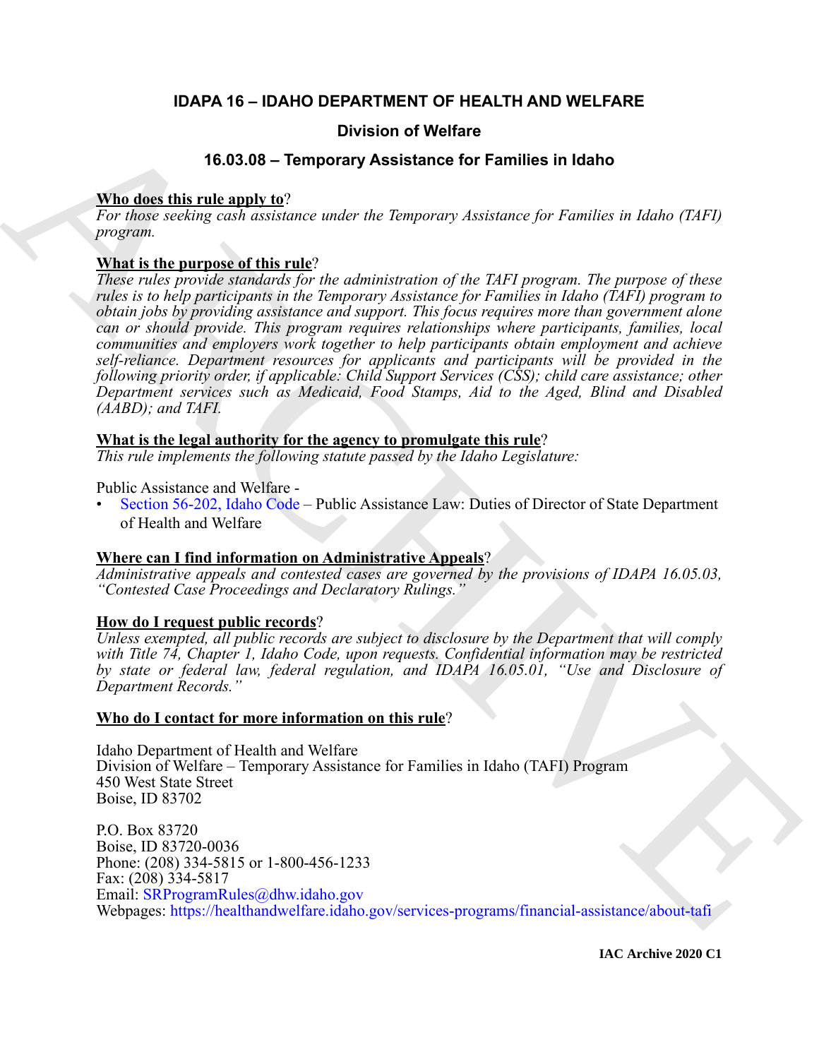# IDAPA 16 – IDAHO DEPARTMENT OF HEALTH AND WELFARE

## Division of Welfare

## 16.03.08 – Temporary Assistance for Families in Idaho

**Who does this rule apply to**?

*For those seeking cash assistance under the Temporary Assistance for Families in Idaho (TAFI) program.*

**What is the purpose of this rule**?

*These rules provide standards for the administration of the TAFI program. The purpose of these rules is to help participants in the Temporary Assistance for Families in Idaho (TAFI) program to obtain jobs by providing assistance and support. This focus requires more than government alone can or should provide. This program requires relationships where participants, families, local communities and employers work together to help participants obtain employment and achieve self-reliance. Department resources for applicants and participants will be provided in the following priority order, if applicable: Child Support Services (CSS); child care assistance; other Department services such as Medicaid, Food Stamps, Aid to the Aged, Blind and Disabled (AABD); and TAFI.*

**What is the legal authority for the agency to promulgate this rule**?

*This rule implements the following statute passed by the Idaho Legislature:*

Public Assistance and Welfare -

- Section 56-202, Idaho Code – Public Assistance Law: Duties of Director of State Department of Health and Welfare

**Where can I find information on Administrative Appeals**?

*Administrative appeals and contested cases are governed by the provisions of IDAPA 16.05.03, "Contested Case Proceedings and Declaratory Rulings."*

**How do I request public records**?

*Unless exempted, all public records are subject to disclosure by the Department that will comply with Title 74, Chapter 1, Idaho Code, upon requests. Confidential information may be restricted by state or federal law, federal regulation, and IDAPA 16.05.01, "Use and Disclosure of Department Records."*

**Who do I contact for more information on this rule**?

Idaho Department of Health and Welfare
Division of Welfare – Temporary Assistance for Families in Idaho (TAFI) Program
450 West State Street
Boise, ID 83702

P.O. Box 83720
Boise, ID 83720-0036
Phone: (208) 334-5815 or 1-800-456-1233
Fax: (208) 334-5817
Email: SRProgramRules@dhw.idaho.gov
Webpages: https://healthandwelfare.idaho.gov/services-programs/financial-assistance/about-tafi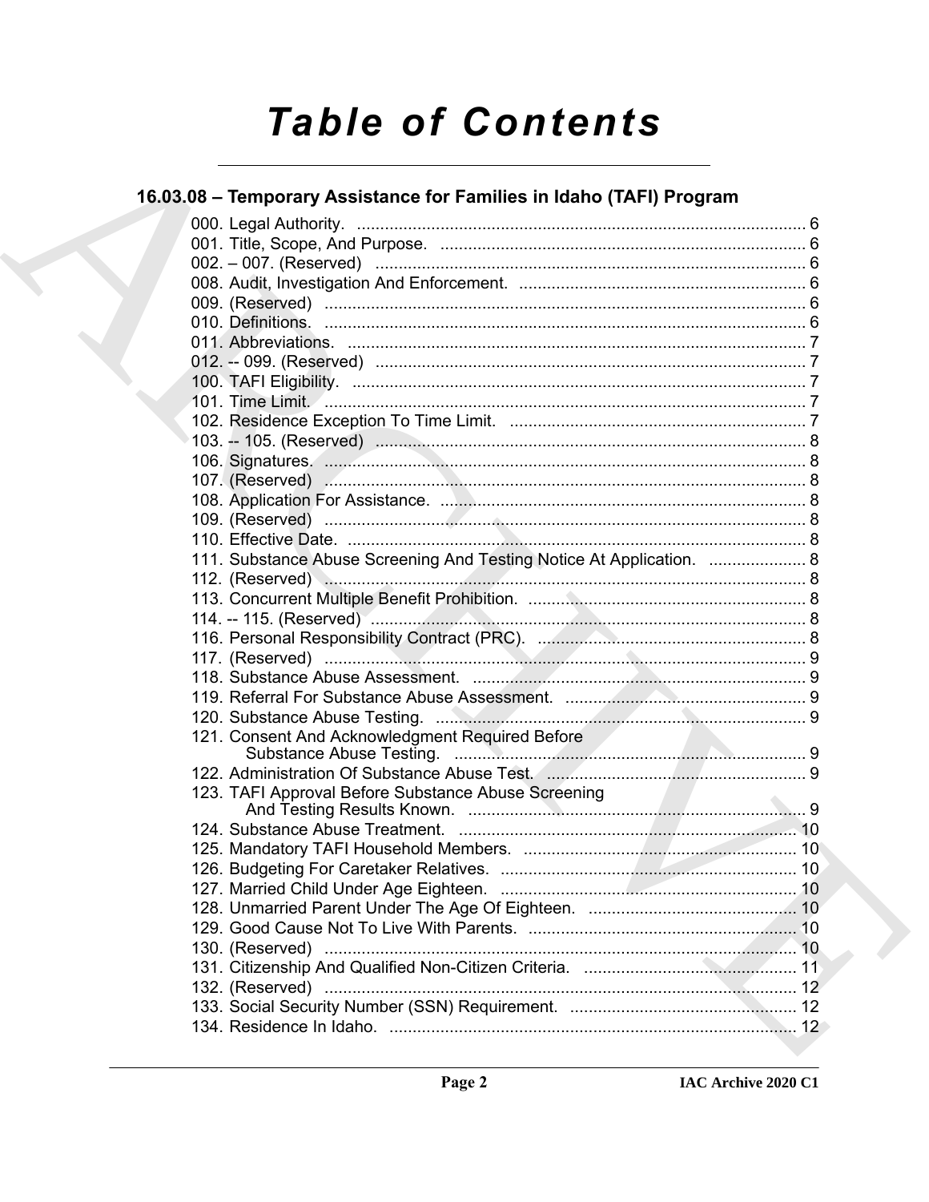# Table of Contents

## 16.03.08 – Temporary Assistance for Families in Idaho (TAFI) Program

000. Legal Authority. .......... 6
001. Title, Scope, And Purpose. .......... 6
002. – 007. (Reserved) .......... 6
008. Audit, Investigation And Enforcement. .......... 6
009. (Reserved) .......... 6
010. Definitions. .......... 6
011. Abbreviations. .......... 7
012. -- 099. (Reserved) .......... 7
100. TAFI Eligibility. .......... 7
101. Time Limit. .......... 7
102. Residence Exception To Time Limit. .......... 7
103. -- 105. (Reserved) .......... 8
106. Signatures. .......... 8
107. (Reserved) .......... 8
108. Application For Assistance. .......... 8
109. (Reserved) .......... 8
110. Effective Date. .......... 8
111. Substance Abuse Screening And Testing Notice At Application. .......... 8
112. (Reserved) .......... 8
113. Concurrent Multiple Benefit Prohibition. .......... 8
114. -- 115. (Reserved) .......... 8
116. Personal Responsibility Contract (PRC). .......... 8
117. (Reserved) .......... 9
118. Substance Abuse Assessment. .......... 9
119. Referral For Substance Abuse Assessment. .......... 9
120. Substance Abuse Testing. .......... 9
121. Consent And Acknowledgment Required Before Substance Abuse Testing. .......... 9
122. Administration Of Substance Abuse Test. .......... 9
123. TAFI Approval Before Substance Abuse Screening And Testing Results Known. .......... 9
124. Substance Abuse Treatment. .......... 10
125. Mandatory TAFI Household Members. .......... 10
126. Budgeting For Caretaker Relatives. .......... 10
127. Married Child Under Age Eighteen. .......... 10
128. Unmarried Parent Under The Age Of Eighteen. .......... 10
129. Good Cause Not To Live With Parents. .......... 10
130. (Reserved) .......... 10
131. Citizenship And Qualified Non-Citizen Criteria. .......... 11
132. (Reserved) .......... 12
133. Social Security Number (SSN) Requirement. .......... 12
134. Residence In Idaho. .......... 12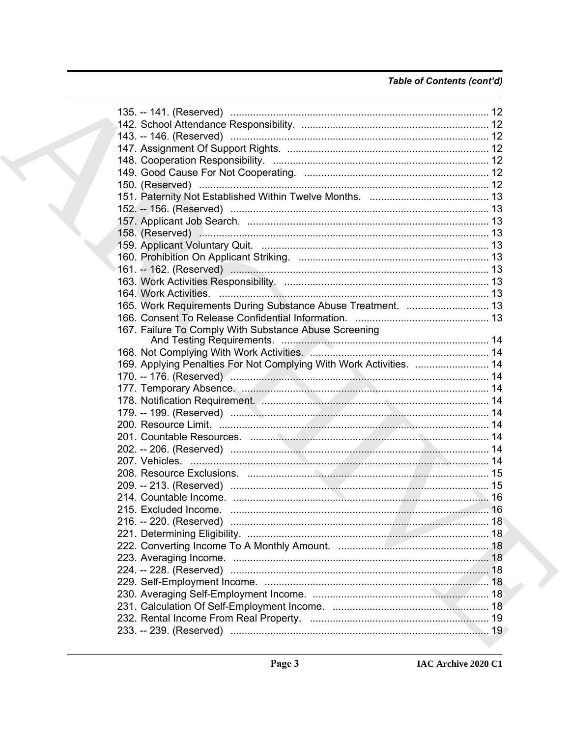*Table of Contents (cont'd)*

135. -- 141. (Reserved) ........................................................................................... 12
142. School Attendance Responsibility. ................................................................ 12
143. -- 146. (Reserved) ........................................................................................... 12
147. Assignment Of Support Rights. ...................................................................... 12
148. Cooperation Responsibility. ........................................................................... 12
149. Good Cause For Not Cooperating. ................................................................ 12
150. (Reserved) ..................................................................................................... 12
151. Paternity Not Established Within Twelve Months. .......................................... 13
152. -- 156. (Reserved) ........................................................................................... 13
157. Applicant Job Search. .................................................................................... 13
158. (Reserved) ..................................................................................................... 13
159. Applicant Voluntary Quit. ................................................................................ 13
160. Prohibition On Applicant Striking. .................................................................. 13
161. -- 162. (Reserved) ........................................................................................... 13
163. Work Activities Responsibility. ....................................................................... 13
164. Work Activities. ............................................................................................... 13
165. Work Requirements During Substance Abuse Treatment. ............................. 13
166. Consent To Release Confidential Information. ............................................... 13
167. Failure To Comply With Substance Abuse Screening And Testing Requirements. ......................................................................... 14
168. Not Complying With Work Activities. .............................................................. 14
169. Applying Penalties For Not Complying With Work Activities. .......................... 14
170. -- 176. (Reserved) ........................................................................................... 14
177. Temporary Absence. ...................................................................................... 14
178. Notification Requirement. ............................................................................... 14
179. -- 199. (Reserved) ........................................................................................... 14
200. Resource Limit. .............................................................................................. 14
201. Countable Resources. .................................................................................... 14
202. -- 206. (Reserved) ........................................................................................... 14
207. Vehicles. ........................................................................................................ 14
208. Resource Exclusions. ..................................................................................... 15
209. -- 213. (Reserved) ........................................................................................... 15
214. Countable Income. ......................................................................................... 16
215. Excluded Income. .......................................................................................... 16
216. -- 220. (Reserved) ........................................................................................... 18
221. Determining Eligibility. .................................................................................... 18
222. Converting Income To A Monthly Amount. .................................................... 18
223. Averaging Income. ......................................................................................... 18
224. -- 228. (Reserved) ........................................................................................... 18
229. Self-Employment Income. .............................................................................. 18
230. Averaging Self-Employment Income. ............................................................. 18
231. Calculation Of Self-Employment Income. ....................................................... 18
232. Rental Income From Real Property. ............................................................... 19
233. -- 239. (Reserved) ........................................................................................... 19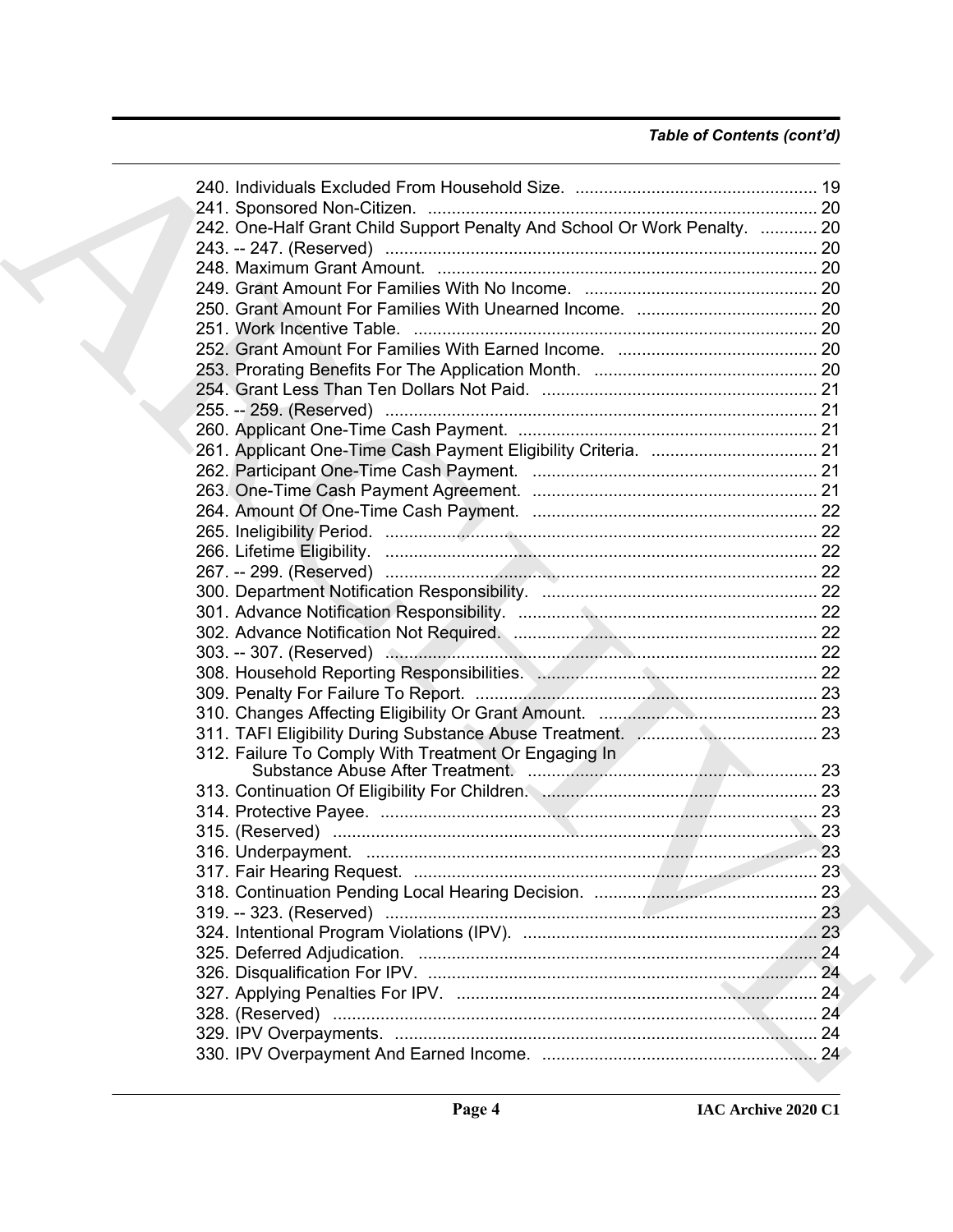*Table of Contents (cont'd)*

240. Individuals Excluded From Household Size. ... 19
241. Sponsored Non-Citizen. ... 20
242. One-Half Grant Child Support Penalty And School Or Work Penalty. ... 20
243. -- 247. (Reserved) ... 20
248. Maximum Grant Amount. ... 20
249. Grant Amount For Families With No Income. ... 20
250. Grant Amount For Families With Unearned Income. ... 20
251. Work Incentive Table. ... 20
252. Grant Amount For Families With Earned Income. ... 20
253. Prorating Benefits For The Application Month. ... 20
254. Grant Less Than Ten Dollars Not Paid. ... 21
255. -- 259. (Reserved) ... 21
260. Applicant One-Time Cash Payment. ... 21
261. Applicant One-Time Cash Payment Eligibility Criteria. ... 21
262. Participant One-Time Cash Payment. ... 21
263. One-Time Cash Payment Agreement. ... 21
264. Amount Of One-Time Cash Payment. ... 22
265. Ineligibility Period. ... 22
266. Lifetime Eligibility. ... 22
267. -- 299. (Reserved) ... 22
300. Department Notification Responsibility. ... 22
301. Advance Notification Responsibility. ... 22
302. Advance Notification Not Required. ... 22
303. -- 307. (Reserved) ... 22
308. Household Reporting Responsibilities. ... 22
309. Penalty For Failure To Report. ... 23
310. Changes Affecting Eligibility Or Grant Amount. ... 23
311. TAFI Eligibility During Substance Abuse Treatment. ... 23
312. Failure To Comply With Treatment Or Engaging In Substance Abuse After Treatment. ... 23
313. Continuation Of Eligibility For Children. ... 23
314. Protective Payee. ... 23
315. (Reserved) ... 23
316. Underpayment. ... 23
317. Fair Hearing Request. ... 23
318. Continuation Pending Local Hearing Decision. ... 23
319. -- 323. (Reserved) ... 23
324. Intentional Program Violations (IPV). ... 23
325. Deferred Adjudication. ... 24
326. Disqualification For IPV. ... 24
327. Applying Penalties For IPV. ... 24
328. (Reserved) ... 24
329. IPV Overpayments. ... 24
330. IPV Overpayment And Earned Income. ... 24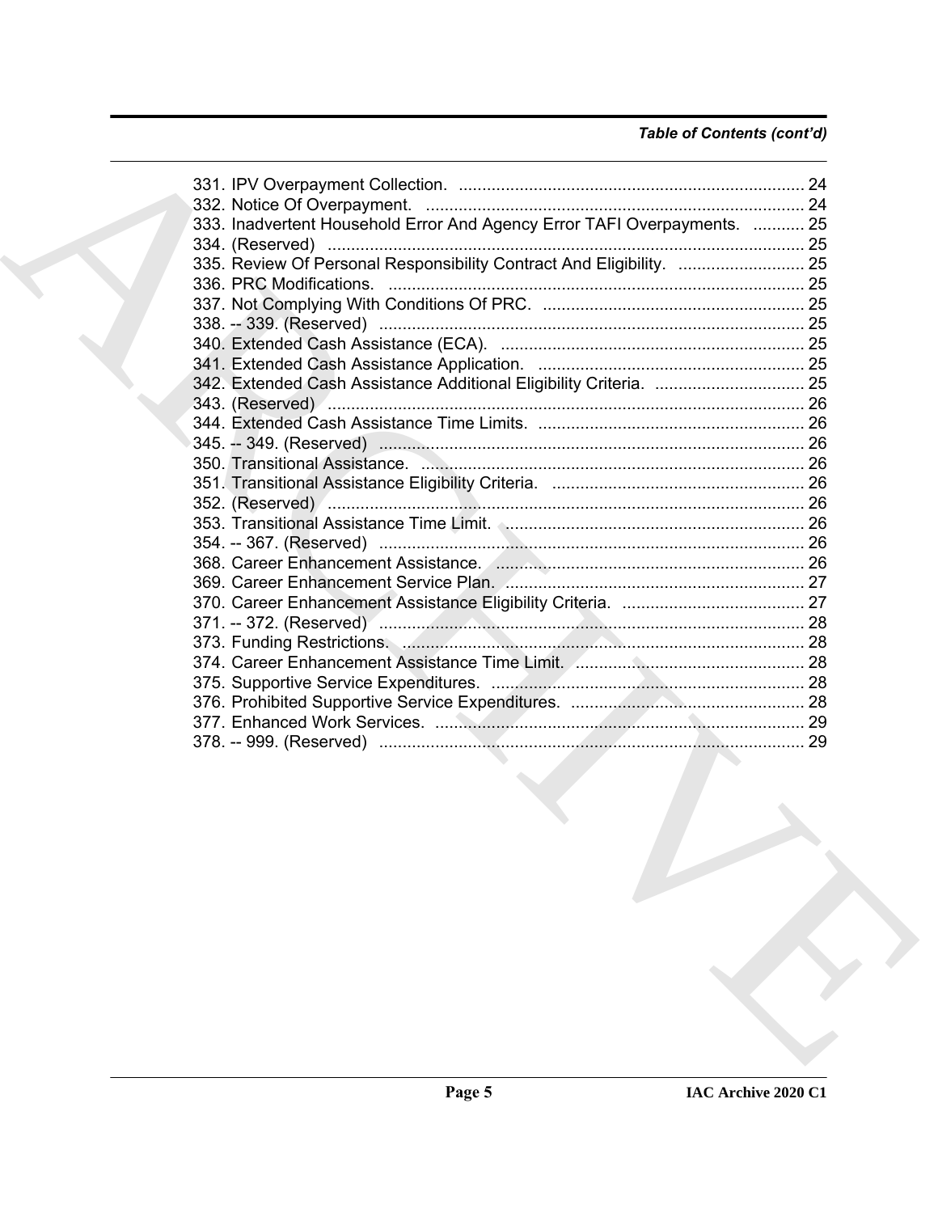*Table of Contents (cont'd)*

331. IPV Overpayment Collection. .......................................................................... 24
332. Notice Of Overpayment. ................................................................................. 24
333. Inadvertent Household Error And Agency Error TAFI Overpayments. ........... 25
334. (Reserved) ...................................................................................................... 25
335. Review Of Personal Responsibility Contract And Eligibility. ........................... 25
336. PRC Modifications. ......................................................................................... 25
337. Not Complying With Conditions Of PRC. ........................................................ 25
338. -- 339. (Reserved) ........................................................................................... 25
340. Extended Cash Assistance (ECA). ................................................................. 25
341. Extended Cash Assistance Application. ......................................................... 25
342. Extended Cash Assistance Additional Eligibility Criteria. ................................ 25
343. (Reserved) ...................................................................................................... 26
344. Extended Cash Assistance Time Limits. ......................................................... 26
345. -- 349. (Reserved) ........................................................................................... 26
350. Transitional Assistance. .................................................................................. 26
351. Transitional Assistance Eligibility Criteria. ...................................................... 26
352. (Reserved) ...................................................................................................... 26
353. Transitional Assistance Time Limit. ................................................................ 26
354. -- 367. (Reserved) ........................................................................................... 26
368. Career Enhancement Assistance. .................................................................. 26
369. Career Enhancement Service Plan. ................................................................ 27
370. Career Enhancement Assistance Eligibility Criteria. ....................................... 27
371. -- 372. (Reserved) ........................................................................................... 28
373. Funding Restrictions. ...................................................................................... 28
374. Career Enhancement Assistance Time Limit. ................................................. 28
375. Supportive Service Expenditures. ................................................................... 28
376. Prohibited Supportive Service Expenditures. .................................................. 28
377. Enhanced Work Services. ............................................................................... 29
378. -- 999. (Reserved) ........................................................................................... 29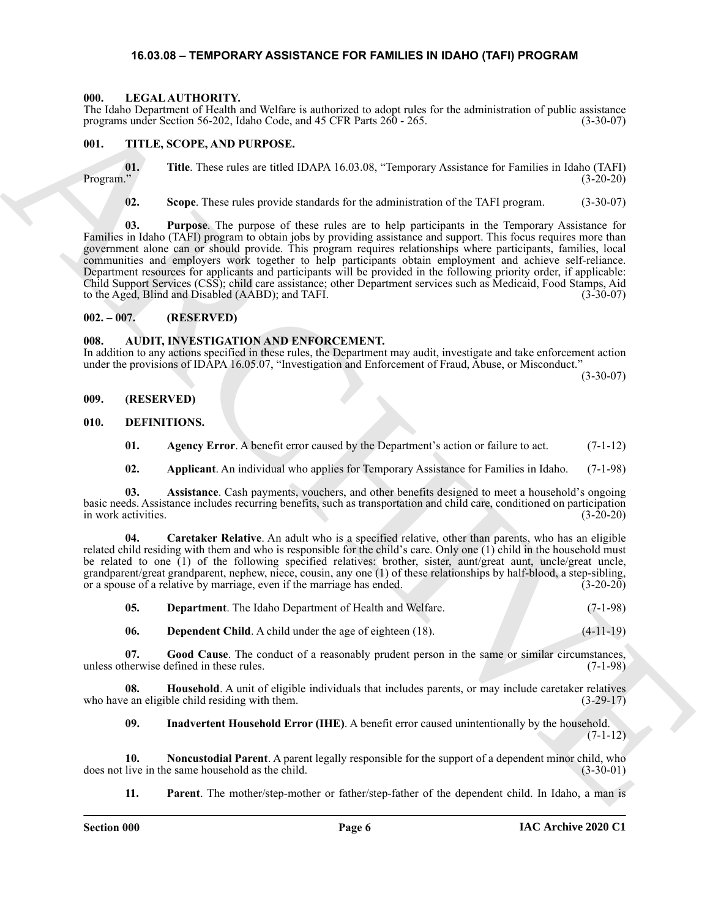## 16.03.08 – TEMPORARY ASSISTANCE FOR FAMILIES IN IDAHO (TAFI) PROGRAM

### 000. LEGAL AUTHORITY.

The Idaho Department of Health and Welfare is authorized to adopt rules for the administration of public assistance programs under Section 56-202, Idaho Code, and 45 CFR Parts 260 - 265. (3-30-07)

### 001. TITLE, SCOPE, AND PURPOSE.

**01. Title**. These rules are titled IDAPA 16.03.08, "Temporary Assistance for Families in Idaho (TAFI) Program." (3-20-20)

**02. Scope**. These rules provide standards for the administration of the TAFI program. (3-30-07)

**03. Purpose**. The purpose of these rules are to help participants in the Temporary Assistance for Families in Idaho (TAFI) program to obtain jobs by providing assistance and support. This focus requires more than government alone can or should provide. This program requires relationships where participants, families, local communities and employers work together to help participants obtain employment and achieve self-reliance. Department resources for applicants and participants will be provided in the following priority order, if applicable: Child Support Services (CSS); child care assistance; other Department services such as Medicaid, Food Stamps, Aid to the Aged, Blind and Disabled (AABD); and TAFI. (3-30-07)

### 002. – 007. (RESERVED)

### 008. AUDIT, INVESTIGATION AND ENFORCEMENT.

In addition to any actions specified in these rules, the Department may audit, investigate and take enforcement action under the provisions of IDAPA 16.05.07, "Investigation and Enforcement of Fraud, Abuse, or Misconduct." (3-30-07)

### 009. (RESERVED)

### 010. DEFINITIONS.

**01. Agency Error**. A benefit error caused by the Department's action or failure to act. (7-1-12)

**02. Applicant**. An individual who applies for Temporary Assistance for Families in Idaho. (7-1-98)

**03. Assistance**. Cash payments, vouchers, and other benefits designed to meet a household's ongoing basic needs. Assistance includes recurring benefits, such as transportation and child care, conditioned on participation in work activities. (3-20-20)

**04. Caretaker Relative**. An adult who is a specified relative, other than parents, who has an eligible related child residing with them and who is responsible for the child's care. Only one (1) child in the household must be related to one (1) of the following specified relatives: brother, sister, aunt/great aunt, uncle/great uncle, grandparent/great grandparent, nephew, niece, cousin, any one (1) of these relationships by half-blood, a step-sibling, or a spouse of a relative by marriage, even if the marriage has ended. (3-20-20)

**05. Department**. The Idaho Department of Health and Welfare. (7-1-98)

**06. Dependent Child**. A child under the age of eighteen (18). (4-11-19)

**07. Good Cause**. The conduct of a reasonably prudent person in the same or similar circumstances, unless otherwise defined in these rules. (7-1-98)

**08. Household**. A unit of eligible individuals that includes parents, or may include caretaker relatives who have an eligible child residing with them. (3-29-17)

**09. Inadvertent Household Error (IHE)**. A benefit error caused unintentionally by the household. (7-1-12)

**10. Noncustodial Parent**. A parent legally responsible for the support of a dependent minor child, who does not live in the same household as the child. (3-30-01)

**11. Parent**. The mother/step-mother or father/step-father of the dependent child. In Idaho, a man is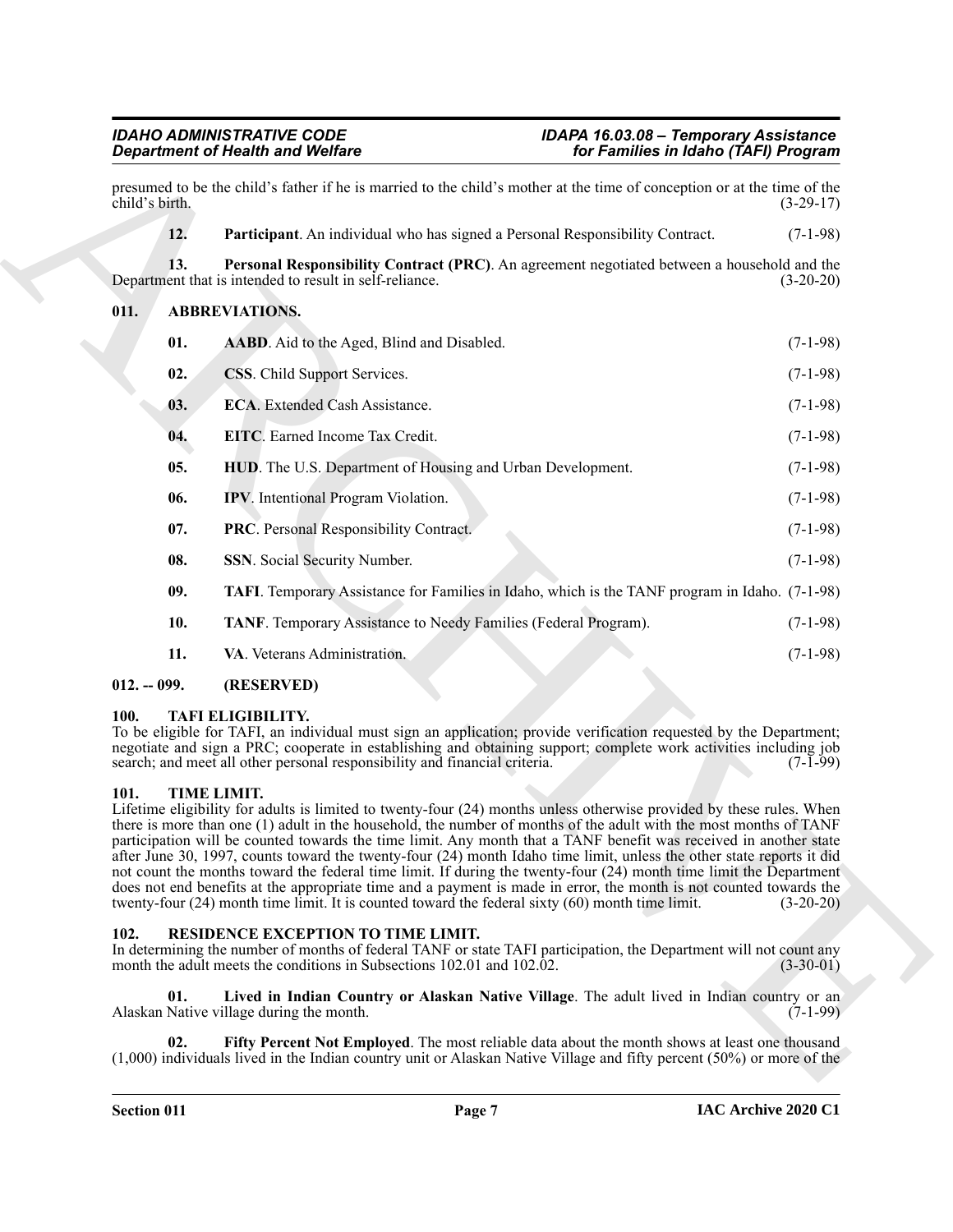presumed to be the child's father if he is married to the child's mother at the time of conception or at the time of the child's birth. (3-29-17)

**12. Participant**. An individual who has signed a Personal Responsibility Contract. (7-1-98)

**13. Personal Responsibility Contract (PRC)**. An agreement negotiated between a household and the Department that is intended to result in self-reliance. (3-20-20)

## 011. ABBREVIATIONS.

**01. AABD**. Aid to the Aged, Blind and Disabled. (7-1-98)

**02. CSS**. Child Support Services. (7-1-98)

**03. ECA**. Extended Cash Assistance. (7-1-98)

**04. EITC**. Earned Income Tax Credit. (7-1-98)

**05. HUD**. The U.S. Department of Housing and Urban Development. (7-1-98)

**06. IPV**. Intentional Program Violation. (7-1-98)

**07. PRC**. Personal Responsibility Contract. (7-1-98)

**08. SSN**. Social Security Number. (7-1-98)

**09. TAFI**. Temporary Assistance for Families in Idaho, which is the TANF program in Idaho. (7-1-98)

**10. TANF**. Temporary Assistance to Needy Families (Federal Program). (7-1-98)

**11. VA**. Veterans Administration. (7-1-98)

## 012. -- 099. (RESERVED)

## 100. TAFI ELIGIBILITY.

To be eligible for TAFI, an individual must sign an application; provide verification requested by the Department; negotiate and sign a PRC; cooperate in establishing and obtaining support; complete work activities including job search; and meet all other personal responsibility and financial criteria. (7-1-99)

## 101. TIME LIMIT.

Lifetime eligibility for adults is limited to twenty-four (24) months unless otherwise provided by these rules. When there is more than one (1) adult in the household, the number of months of the adult with the most months of TANF participation will be counted towards the time limit. Any month that a TANF benefit was received in another state after June 30, 1997, counts toward the twenty-four (24) month Idaho time limit, unless the other state reports it did not count the months toward the federal time limit. If during the twenty-four (24) month time limit the Department does not end benefits at the appropriate time and a payment is made in error, the month is not counted towards the twenty-four (24) month time limit. It is counted toward the federal sixty (60) month time limit. (3-20-20)

## 102. RESIDENCE EXCEPTION TO TIME LIMIT.

In determining the number of months of federal TANF or state TAFI participation, the Department will not count any month the adult meets the conditions in Subsections 102.01 and 102.02. (3-30-01)

**01. Lived in Indian Country or Alaskan Native Village**. The adult lived in Indian country or an Alaskan Native village during the month. (7-1-99)

**02. Fifty Percent Not Employed**. The most reliable data about the month shows at least one thousand (1,000) individuals lived in the Indian country unit or Alaskan Native Village and fifty percent (50%) or more of the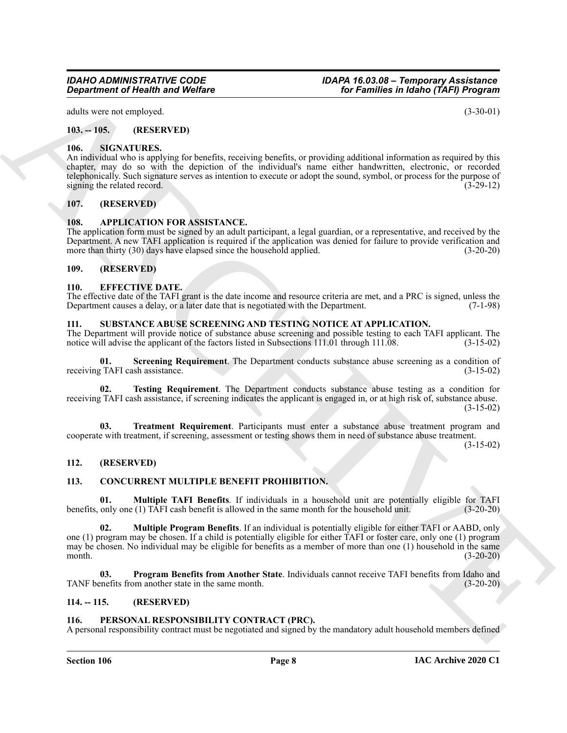adults were not employed. (3-30-01)

### 103. -- 105. (RESERVED)

### 106. SIGNATURES.

An individual who is applying for benefits, receiving benefits, or providing additional information as required by this chapter, may do so with the depiction of the individual's name either handwritten, electronic, or recorded telephonically. Such signature serves as intention to execute or adopt the sound, symbol, or process for the purpose of signing the related record. (3-29-12)

### 107. (RESERVED)

### 108. APPLICATION FOR ASSISTANCE.

The application form must be signed by an adult participant, a legal guardian, or a representative, and received by the Department. A new TAFI application is required if the application was denied for failure to provide verification and more than thirty (30) days have elapsed since the household applied. (3-20-20)

### 109. (RESERVED)

### 110. EFFECTIVE DATE.

The effective date of the TAFI grant is the date income and resource criteria are met, and a PRC is signed, unless the Department causes a delay, or a later date that is negotiated with the Department. (7-1-98)

### 111. SUBSTANCE ABUSE SCREENING AND TESTING NOTICE AT APPLICATION.

The Department will provide notice of substance abuse screening and possible testing to each TAFI applicant. The notice will advise the applicant of the factors listed in Subsections 111.01 through 111.08. (3-15-02)

**01. Screening Requirement**. The Department conducts substance abuse screening as a condition of receiving TAFI cash assistance. (3-15-02)

**02. Testing Requirement**. The Department conducts substance abuse testing as a condition for receiving TAFI cash assistance, if screening indicates the applicant is engaged in, or at high risk of, substance abuse. (3-15-02)

**03. Treatment Requirement**. Participants must enter a substance abuse treatment program and cooperate with treatment, if screening, assessment or testing shows them in need of substance abuse treatment. (3-15-02)

### 112. (RESERVED)

### 113. CONCURRENT MULTIPLE BENEFIT PROHIBITION.

**01. Multiple TAFI Benefits**. If individuals in a household unit are potentially eligible for TAFI benefits, only one (1) TAFI cash benefit is allowed in the same month for the household unit. (3-20-20)

**02. Multiple Program Benefits**. If an individual is potentially eligible for either TAFI or AABD, only one (1) program may be chosen. If a child is potentially eligible for either TAFI or foster care, only one (1) program may be chosen. No individual may be eligible for benefits as a member of more than one (1) household in the same month. (3-20-20)

**03. Program Benefits from Another State**. Individuals cannot receive TAFI benefits from Idaho and TANF benefits from another state in the same month. (3-20-20)

### 114. -- 115. (RESERVED)

### 116. PERSONAL RESPONSIBILITY CONTRACT (PRC).

A personal responsibility contract must be negotiated and signed by the mandatory adult household members defined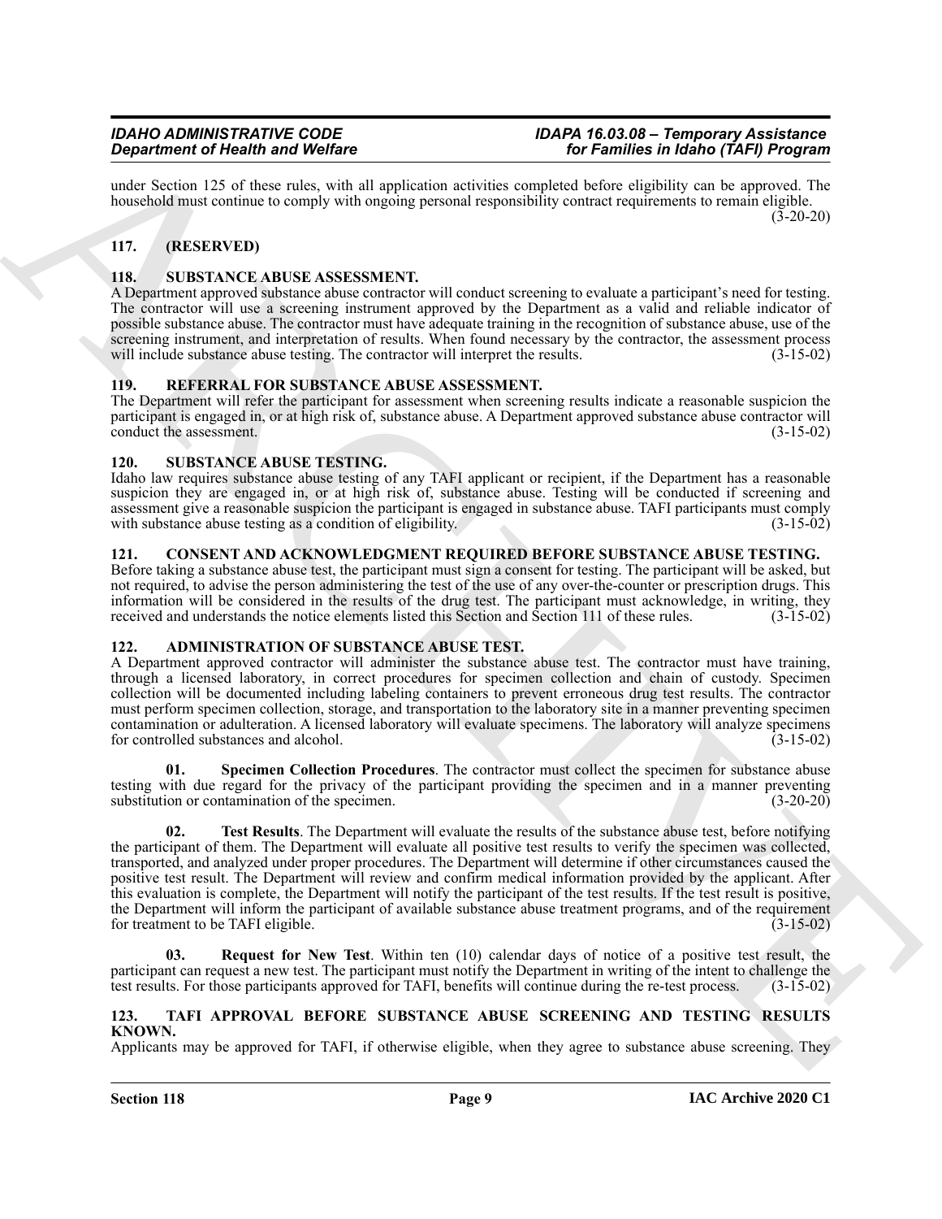under Section 125 of these rules, with all application activities completed before eligibility can be approved. The household must continue to comply with ongoing personal responsibility contract requirements to remain eligible. (3-20-20)

## 117. (RESERVED)

## 118. SUBSTANCE ABUSE ASSESSMENT.

A Department approved substance abuse contractor will conduct screening to evaluate a participant's need for testing. The contractor will use a screening instrument approved by the Department as a valid and reliable indicator of possible substance abuse. The contractor must have adequate training in the recognition of substance abuse, use of the screening instrument, and interpretation of results. When found necessary by the contractor, the assessment process will include substance abuse testing. The contractor will interpret the results. (3-15-02)

## 119. REFERRAL FOR SUBSTANCE ABUSE ASSESSMENT.

The Department will refer the participant for assessment when screening results indicate a reasonable suspicion the participant is engaged in, or at high risk of, substance abuse. A Department approved substance abuse contractor will conduct the assessment. (3-15-02)

## 120. SUBSTANCE ABUSE TESTING.

Idaho law requires substance abuse testing of any TAFI applicant or recipient, if the Department has a reasonable suspicion they are engaged in, or at high risk of, substance abuse. Testing will be conducted if screening and assessment give a reasonable suspicion the participant is engaged in substance abuse. TAFI participants must comply with substance abuse testing as a condition of eligibility. (3-15-02)

## 121. CONSENT AND ACKNOWLEDGMENT REQUIRED BEFORE SUBSTANCE ABUSE TESTING.

Before taking a substance abuse test, the participant must sign a consent for testing. The participant will be asked, but not required, to advise the person administering the test of the use of any over-the-counter or prescription drugs. This information will be considered in the results of the drug test. The participant must acknowledge, in writing, they received and understands the notice elements listed this Section and Section 111 of these rules. (3-15-02)

## 122. ADMINISTRATION OF SUBSTANCE ABUSE TEST.

A Department approved contractor will administer the substance abuse test. The contractor must have training, through a licensed laboratory, in correct procedures for specimen collection and chain of custody. Specimen collection will be documented including labeling containers to prevent erroneous drug test results. The contractor must perform specimen collection, storage, and transportation to the laboratory site in a manner preventing specimen contamination or adulteration. A licensed laboratory will evaluate specimens. The laboratory will analyze specimens for controlled substances and alcohol. (3-15-02)

**01. Specimen Collection Procedures**. The contractor must collect the specimen for substance abuse testing with due regard for the privacy of the participant providing the specimen and in a manner preventing substitution or contamination of the specimen. (3-20-20)

**02. Test Results**. The Department will evaluate the results of the substance abuse test, before notifying the participant of them. The Department will evaluate all positive test results to verify the specimen was collected, transported, and analyzed under proper procedures. The Department will determine if other circumstances caused the positive test result. The Department will review and confirm medical information provided by the applicant. After this evaluation is complete, the Department will notify the participant of the test results. If the test result is positive, the Department will inform the participant of available substance abuse treatment programs, and of the requirement for treatment to be TAFI eligible. (3-15-02)

**03. Request for New Test**. Within ten (10) calendar days of notice of a positive test result, the participant can request a new test. The participant must notify the Department in writing of the intent to challenge the test results. For those participants approved for TAFI, benefits will continue during the re-test process. (3-15-02)

## 123. TAFI APPROVAL BEFORE SUBSTANCE ABUSE SCREENING AND TESTING RESULTS KNOWN.

Applicants may be approved for TAFI, if otherwise eligible, when they agree to substance abuse screening. They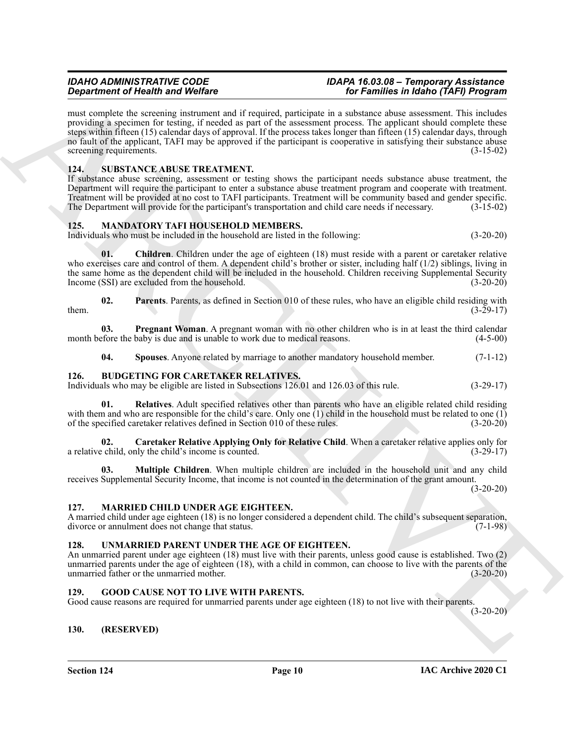must complete the screening instrument and if required, participate in a substance abuse assessment. This includes providing a specimen for testing, if needed as part of the assessment process. The applicant should complete these steps within fifteen (15) calendar days of approval. If the process takes longer than fifteen (15) calendar days, through no fault of the applicant, TAFI may be approved if the participant is cooperative in satisfying their substance abuse screening requirements. (3-15-02)

## 124. SUBSTANCE ABUSE TREATMENT.

If substance abuse screening, assessment or testing shows the participant needs substance abuse treatment, the Department will require the participant to enter a substance abuse treatment program and cooperate with treatment. Treatment will be provided at no cost to TAFI participants. Treatment will be community based and gender specific. The Department will provide for the participant's transportation and child care needs if necessary. (3-15-02)

## 125. MANDATORY TAFI HOUSEHOLD MEMBERS.

Individuals who must be included in the household are listed in the following: (3-20-20)

**01. Children**. Children under the age of eighteen (18) must reside with a parent or caretaker relative who exercises care and control of them. A dependent child's brother or sister, including half (1/2) siblings, living in the same home as the dependent child will be included in the household. Children receiving Supplemental Security Income (SSI) are excluded from the household. (3-20-20)

**02. Parents**. Parents, as defined in Section 010 of these rules, who have an eligible child residing with them. (3-29-17)

**03. Pregnant Woman**. A pregnant woman with no other children who is in at least the third calendar month before the baby is due and is unable to work due to medical reasons. (4-5-00)

**04. Spouses**. Anyone related by marriage to another mandatory household member. (7-1-12)

## 126. BUDGETING FOR CARETAKER RELATIVES.

Individuals who may be eligible are listed in Subsections 126.01 and 126.03 of this rule. (3-29-17)

**01. Relatives**. Adult specified relatives other than parents who have an eligible related child residing with them and who are responsible for the child's care. Only one (1) child in the household must be related to one (1) of the specified caretaker relatives defined in Section 010 of these rules. (3-20-20)

**02. Caretaker Relative Applying Only for Relative Child**. When a caretaker relative applies only for a relative child, only the child's income is counted. (3-29-17)

**03. Multiple Children**. When multiple children are included in the household unit and any child receives Supplemental Security Income, that income is not counted in the determination of the grant amount. (3-20-20)

## 127. MARRIED CHILD UNDER AGE EIGHTEEN.

A married child under age eighteen (18) is no longer considered a dependent child. The child's subsequent separation, divorce or annulment does not change that status. (7-1-98)

## 128. UNMARRIED PARENT UNDER THE AGE OF EIGHTEEN.

An unmarried parent under age eighteen (18) must live with their parents, unless good cause is established. Two (2) unmarried parents under the age of eighteen (18), with a child in common, can choose to live with the parents of the unmarried father or the unmarried mother. (3-20-20)

## 129. GOOD CAUSE NOT TO LIVE WITH PARENTS.

Good cause reasons are required for unmarried parents under age eighteen (18) to not live with their parents. (3-20-20)

## 130. (RESERVED)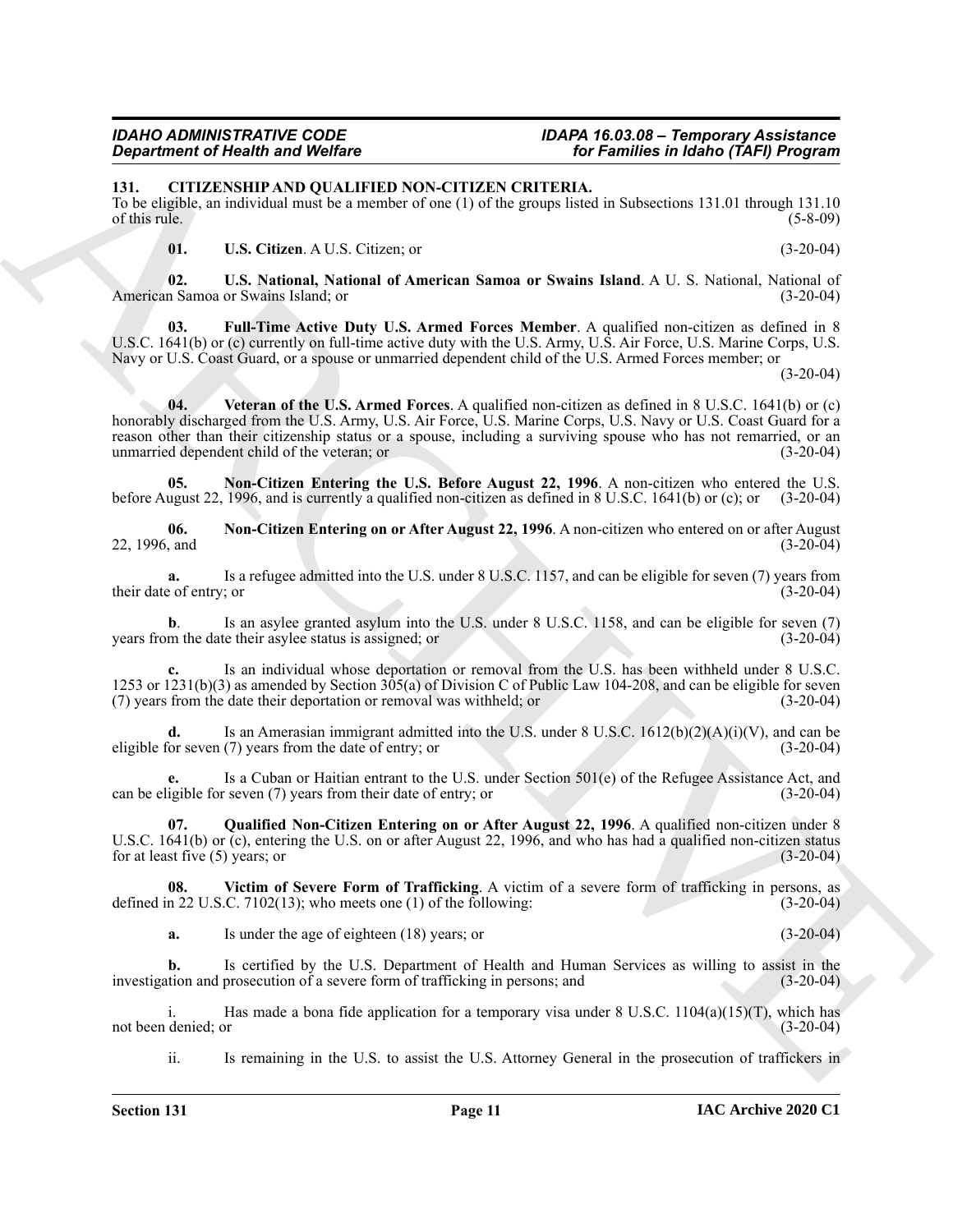### 131. CITIZENSHIP AND QUALIFIED NON-CITIZEN CRITERIA.

To be eligible, an individual must be a member of one (1) of the groups listed in Subsections 131.01 through 131.10 of this rule. (5-8-09)

**01. U.S. Citizen**. A U.S. Citizen; or (3-20-04)

**02. U.S. National, National of American Samoa or Swains Island**. A U. S. National, National of American Samoa or Swains Island; or (3-20-04)

**03. Full-Time Active Duty U.S. Armed Forces Member**. A qualified non-citizen as defined in 8 U.S.C. 1641(b) or (c) currently on full-time active duty with the U.S. Army, U.S. Air Force, U.S. Marine Corps, U.S. Navy or U.S. Coast Guard, or a spouse or unmarried dependent child of the U.S. Armed Forces member; or (3-20-04)

**04. Veteran of the U.S. Armed Forces**. A qualified non-citizen as defined in 8 U.S.C. 1641(b) or (c) honorably discharged from the U.S. Army, U.S. Air Force, U.S. Marine Corps, U.S. Navy or U.S. Coast Guard for a reason other than their citizenship status or a spouse, including a surviving spouse who has not remarried, or an unmarried dependent child of the veteran; or (3-20-04)

**05. Non-Citizen Entering the U.S. Before August 22, 1996**. A non-citizen who entered the U.S. before August 22, 1996, and is currently a qualified non-citizen as defined in 8 U.S.C. 1641(b) or (c); or (3-20-04)

**06. Non-Citizen Entering on or After August 22, 1996**. A non-citizen who entered on or after August 22, 1996, and (3-20-04)

**a.** Is a refugee admitted into the U.S. under 8 U.S.C. 1157, and can be eligible for seven (7) years from their date of entry; or (3-20-04)

**b**. Is an asylee granted asylum into the U.S. under 8 U.S.C. 1158, and can be eligible for seven (7) years from the date their asylee status is assigned; or (3-20-04)

**c.** Is an individual whose deportation or removal from the U.S. has been withheld under 8 U.S.C. 1253 or 1231(b)(3) as amended by Section 305(a) of Division C of Public Law 104-208, and can be eligible for seven (7) years from the date their deportation or removal was withheld; or (3-20-04)

**d.** Is an Amerasian immigrant admitted into the U.S. under 8 U.S.C. 1612(b)(2)(A)(i)(V), and can be eligible for seven (7) years from the date of entry; or (3-20-04)

**e.** Is a Cuban or Haitian entrant to the U.S. under Section 501(e) of the Refugee Assistance Act, and can be eligible for seven (7) years from their date of entry; or (3-20-04)

**07. Qualified Non-Citizen Entering on or After August 22, 1996**. A qualified non-citizen under 8 U.S.C. 1641(b) or (c), entering the U.S. on or after August 22, 1996, and who has had a qualified non-citizen status for at least five (5) years; or (3-20-04)

**08. Victim of Severe Form of Trafficking**. A victim of a severe form of trafficking in persons, as defined in 22 U.S.C. 7102(13); who meets one (1) of the following: (3-20-04)

**a.** Is under the age of eighteen (18) years; or (3-20-04)

**b.** Is certified by the U.S. Department of Health and Human Services as willing to assist in the investigation and prosecution of a severe form of trafficking in persons; and (3-20-04)

i. Has made a bona fide application for a temporary visa under 8 U.S.C. 1104(a)(15)(T), which has not been denied; or (3-20-04)

ii. Is remaining in the U.S. to assist the U.S. Attorney General in the prosecution of traffickers in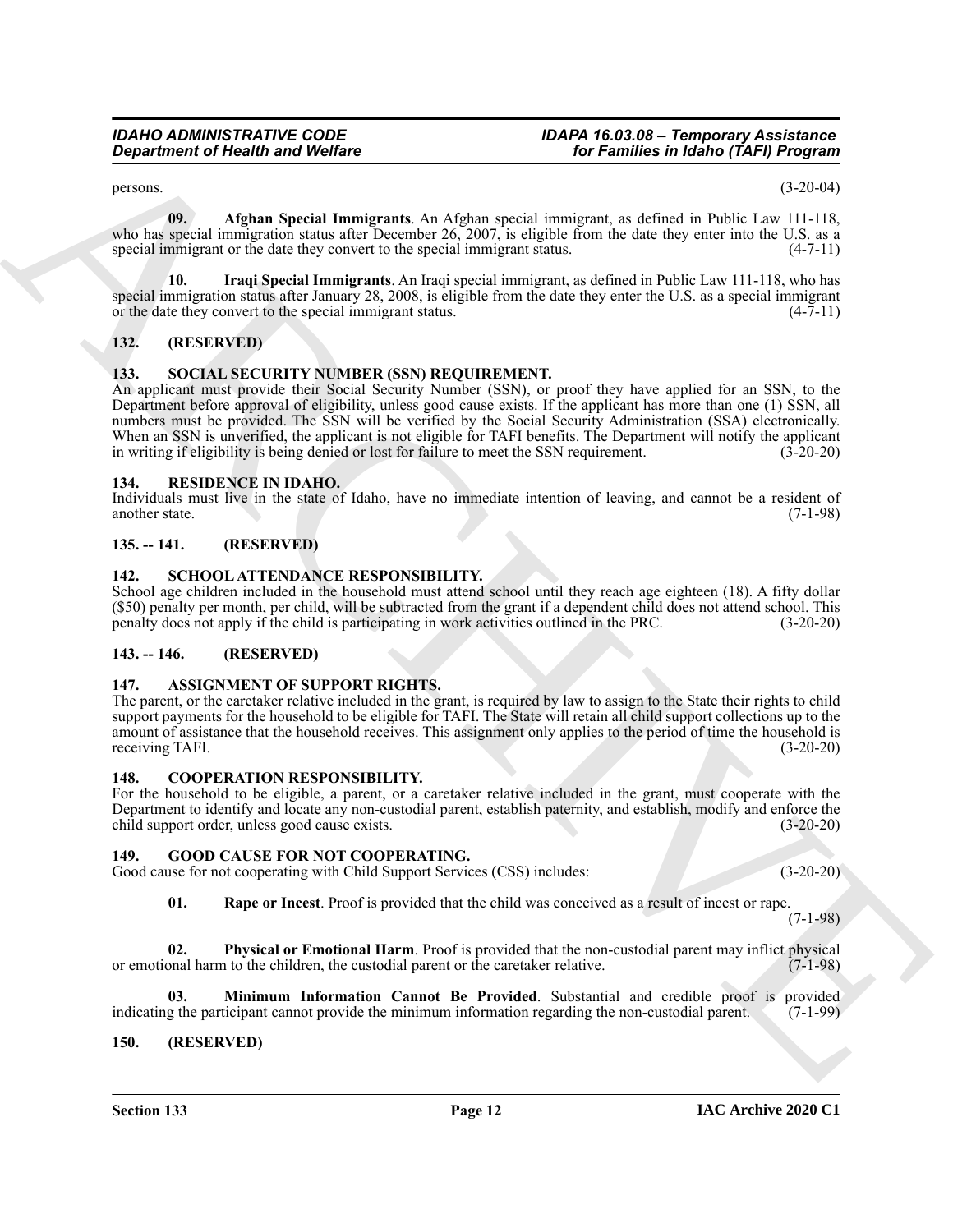persons. (3-20-04)

**09. Afghan Special Immigrants**. An Afghan special immigrant, as defined in Public Law 111-118, who has special immigration status after December 26, 2007, is eligible from the date they enter into the U.S. as a special immigrant or the date they convert to the special immigrant status. (4-7-11)

**10. Iraqi Special Immigrants**. An Iraqi special immigrant, as defined in Public Law 111-118, who has special immigration status after January 28, 2008, is eligible from the date they enter the U.S. as a special immigrant or the date they convert to the special immigrant status. (4-7-11)

## 132. (RESERVED)

## 133. SOCIAL SECURITY NUMBER (SSN) REQUIREMENT.

An applicant must provide their Social Security Number (SSN), or proof they have applied for an SSN, to the Department before approval of eligibility, unless good cause exists. If the applicant has more than one (1) SSN, all numbers must be provided. The SSN will be verified by the Social Security Administration (SSA) electronically. When an SSN is unverified, the applicant is not eligible for TAFI benefits. The Department will notify the applicant in writing if eligibility is being denied or lost for failure to meet the SSN requirement. (3-20-20)

## 134. RESIDENCE IN IDAHO.

Individuals must live in the state of Idaho, have no immediate intention of leaving, and cannot be a resident of another state. (7-1-98)

## 135. -- 141. (RESERVED)

## 142. SCHOOL ATTENDANCE RESPONSIBILITY.

School age children included in the household must attend school until they reach age eighteen (18). A fifty dollar ($50) penalty per month, per child, will be subtracted from the grant if a dependent child does not attend school. This penalty does not apply if the child is participating in work activities outlined in the PRC. (3-20-20)

## 143. -- 146. (RESERVED)

## 147. ASSIGNMENT OF SUPPORT RIGHTS.

The parent, or the caretaker relative included in the grant, is required by law to assign to the State their rights to child support payments for the household to be eligible for TAFI. The State will retain all child support collections up to the amount of assistance that the household receives. This assignment only applies to the period of time the household is receiving TAFI. (3-20-20)

## 148. COOPERATION RESPONSIBILITY.

For the household to be eligible, a parent, or a caretaker relative included in the grant, must cooperate with the Department to identify and locate any non-custodial parent, establish paternity, and establish, modify and enforce the child support order, unless good cause exists. (3-20-20)

## 149. GOOD CAUSE FOR NOT COOPERATING.

Good cause for not cooperating with Child Support Services (CSS) includes: (3-20-20)

**01. Rape or Incest**. Proof is provided that the child was conceived as a result of incest or rape. (7-1-98)

**02. Physical or Emotional Harm**. Proof is provided that the non-custodial parent may inflict physical or emotional harm to the children, the custodial parent or the caretaker relative. (7-1-98)

**03. Minimum Information Cannot Be Provided**. Substantial and credible proof is provided indicating the participant cannot provide the minimum information regarding the non-custodial parent. (7-1-99)

## 150. (RESERVED)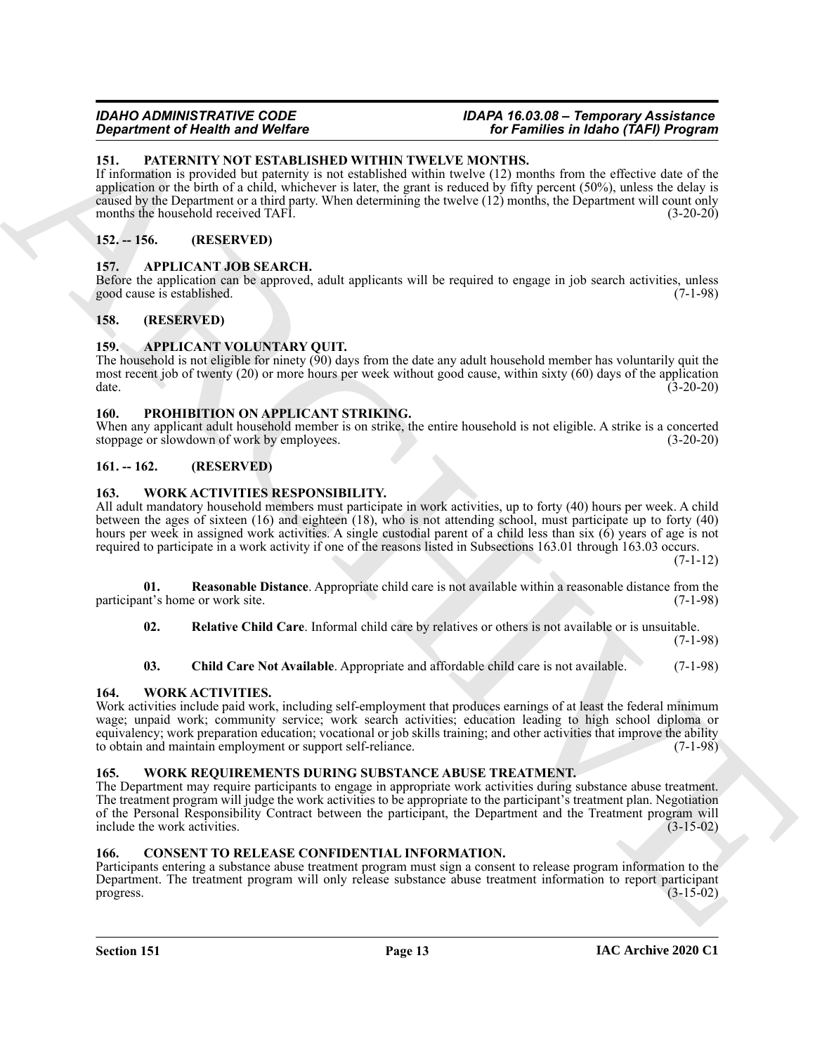## 151. PATERNITY NOT ESTABLISHED WITHIN TWELVE MONTHS.

If information is provided but paternity is not established within twelve (12) months from the effective date of the application or the birth of a child, whichever is later, the grant is reduced by fifty percent (50%), unless the delay is caused by the Department or a third party. When determining the twelve (12) months, the Department will count only months the household received TAFI. (3-20-20)

## 152. -- 156. (RESERVED)

## 157. APPLICANT JOB SEARCH.

Before the application can be approved, adult applicants will be required to engage in job search activities, unless good cause is established. (7-1-98)

## 158. (RESERVED)

## 159. APPLICANT VOLUNTARY QUIT.

The household is not eligible for ninety (90) days from the date any adult household member has voluntarily quit the most recent job of twenty (20) or more hours per week without good cause, within sixty (60) days of the application date. (3-20-20)

## 160. PROHIBITION ON APPLICANT STRIKING.

When any applicant adult household member is on strike, the entire household is not eligible. A strike is a concerted stoppage or slowdown of work by employees. (3-20-20)

## 161. -- 162. (RESERVED)

## 163. WORK ACTIVITIES RESPONSIBILITY.

All adult mandatory household members must participate in work activities, up to forty (40) hours per week. A child between the ages of sixteen (16) and eighteen (18), who is not attending school, must participate up to forty (40) hours per week in assigned work activities. A single custodial parent of a child less than six (6) years of age is not required to participate in a work activity if one of the reasons listed in Subsections 163.01 through 163.03 occurs. (7-1-12)

**01. Reasonable Distance**. Appropriate child care is not available within a reasonable distance from the participant's home or work site. (7-1-98)

**02. Relative Child Care**. Informal child care by relatives or others is not available or is unsuitable. (7-1-98)

**03. Child Care Not Available**. Appropriate and affordable child care is not available. (7-1-98)

## 164. WORK ACTIVITIES.

Work activities include paid work, including self-employment that produces earnings of at least the federal minimum wage; unpaid work; community service; work search activities; education leading to high school diploma or equivalency; work preparation education; vocational or job skills training; and other activities that improve the ability to obtain and maintain employment or support self-reliance. (7-1-98)

## 165. WORK REQUIREMENTS DURING SUBSTANCE ABUSE TREATMENT.

The Department may require participants to engage in appropriate work activities during substance abuse treatment. The treatment program will judge the work activities to be appropriate to the participant's treatment plan. Negotiation of the Personal Responsibility Contract between the participant, the Department and the Treatment program will include the work activities. (3-15-02)

## 166. CONSENT TO RELEASE CONFIDENTIAL INFORMATION.

Participants entering a substance abuse treatment program must sign a consent to release program information to the Department. The treatment program will only release substance abuse treatment information to report participant progress. (3-15-02)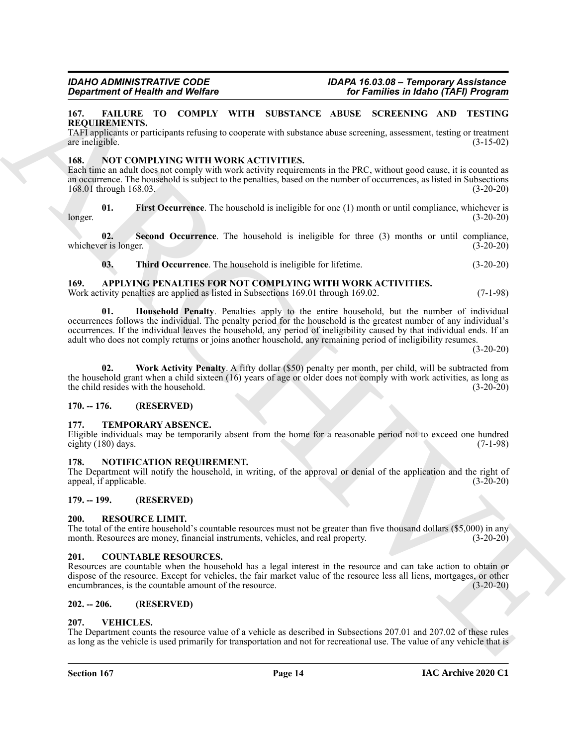### 167. FAILURE TO COMPLY WITH SUBSTANCE ABUSE SCREENING AND TESTING REQUIREMENTS.

TAFI applicants or participants refusing to cooperate with substance abuse screening, assessment, testing or treatment are ineligible. (3-15-02)

### 168. NOT COMPLYING WITH WORK ACTIVITIES.

Each time an adult does not comply with work activity requirements in the PRC, without good cause, it is counted as an occurrence. The household is subject to the penalties, based on the number of occurrences, as listed in Subsections 168.01 through 168.03. (3-20-20)

**01. First Occurrence**. The household is ineligible for one (1) month or until compliance, whichever is longer. (3-20-20)

**02. Second Occurrence**. The household is ineligible for three (3) months or until compliance, whichever is longer. (3-20-20)

**03. Third Occurrence**. The household is ineligible for lifetime. (3-20-20)

### 169. APPLYING PENALTIES FOR NOT COMPLYING WITH WORK ACTIVITIES.

Work activity penalties are applied as listed in Subsections 169.01 through 169.02. (7-1-98)

**01. Household Penalty**. Penalties apply to the entire household, but the number of individual occurrences follows the individual. The penalty period for the household is the greatest number of any individual's occurrences. If the individual leaves the household, any period of ineligibility caused by that individual ends. If an adult who does not comply returns or joins another household, any remaining period of ineligibility resumes. (3-20-20)

**02. Work Activity Penalty**. A fifty dollar ($50) penalty per month, per child, will be subtracted from the household grant when a child sixteen (16) years of age or older does not comply with work activities, as long as the child resides with the household. (3-20-20)

### 170. -- 176. (RESERVED)

### 177. TEMPORARY ABSENCE.

Eligible individuals may be temporarily absent from the home for a reasonable period not to exceed one hundred eighty (180) days. (7-1-98)

### 178. NOTIFICATION REQUIREMENT.

The Department will notify the household, in writing, of the approval or denial of the application and the right of appeal, if applicable. (3-20-20)

### 179. -- 199. (RESERVED)

### 200. RESOURCE LIMIT.

The total of the entire household's countable resources must not be greater than five thousand dollars ($5,000) in any month. Resources are money, financial instruments, vehicles, and real property. (3-20-20)

### 201. COUNTABLE RESOURCES.

Resources are countable when the household has a legal interest in the resource and can take action to obtain or dispose of the resource. Except for vehicles, the fair market value of the resource less all liens, mortgages, or other encumbrances, is the countable amount of the resource. (3-20-20)

### 202. -- 206. (RESERVED)

### 207. VEHICLES.

The Department counts the resource value of a vehicle as described in Subsections 207.01 and 207.02 of these rules as long as the vehicle is used primarily for transportation and not for recreational use. The value of any vehicle that is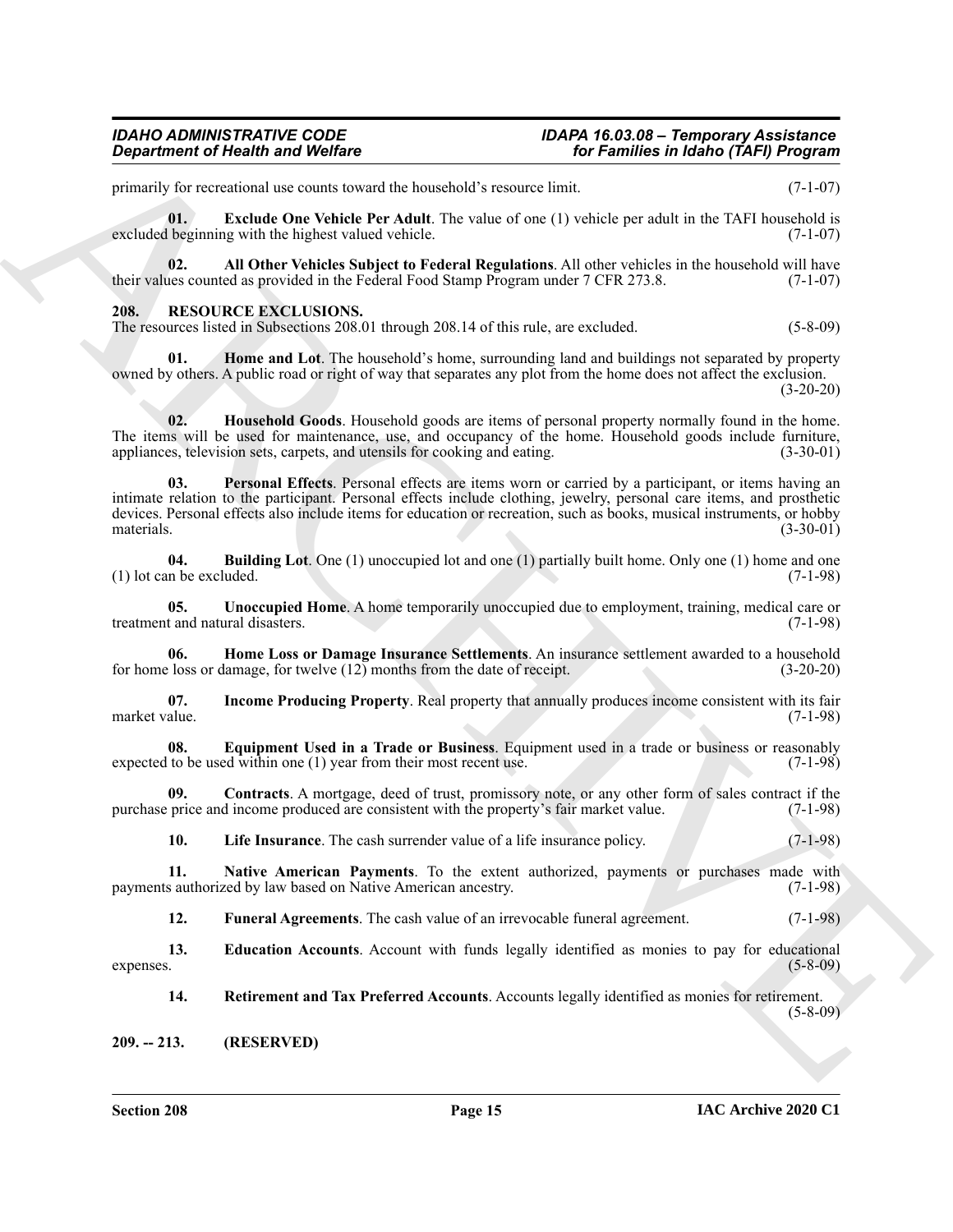primarily for recreational use counts toward the household's resource limit. (7-1-07)

**01. Exclude One Vehicle Per Adult**. The value of one (1) vehicle per adult in the TAFI household is excluded beginning with the highest valued vehicle. (7-1-07)

**02. All Other Vehicles Subject to Federal Regulations**. All other vehicles in the household will have their values counted as provided in the Federal Food Stamp Program under 7 CFR 273.8. (7-1-07)

## 208. RESOURCE EXCLUSIONS.

The resources listed in Subsections 208.01 through 208.14 of this rule, are excluded. (5-8-09)

**01. Home and Lot**. The household's home, surrounding land and buildings not separated by property owned by others. A public road or right of way that separates any plot from the home does not affect the exclusion. (3-20-20)

**02. Household Goods**. Household goods are items of personal property normally found in the home. The items will be used for maintenance, use, and occupancy of the home. Household goods include furniture, appliances, television sets, carpets, and utensils for cooking and eating. (3-30-01)

**03. Personal Effects**. Personal effects are items worn or carried by a participant, or items having an intimate relation to the participant. Personal effects include clothing, jewelry, personal care items, and prosthetic devices. Personal effects also include items for education or recreation, such as books, musical instruments, or hobby materials. (3-30-01)

**04. Building Lot**. One (1) unoccupied lot and one (1) partially built home. Only one (1) home and one (1) lot can be excluded. (7-1-98)

**05. Unoccupied Home**. A home temporarily unoccupied due to employment, training, medical care or treatment and natural disasters. (7-1-98)

**06. Home Loss or Damage Insurance Settlements**. An insurance settlement awarded to a household for home loss or damage, for twelve (12) months from the date of receipt. (3-20-20)

**07. Income Producing Property**. Real property that annually produces income consistent with its fair market value. (7-1-98)

**08. Equipment Used in a Trade or Business**. Equipment used in a trade or business or reasonably expected to be used within one (1) year from their most recent use. (7-1-98)

**09. Contracts**. A mortgage, deed of trust, promissory note, or any other form of sales contract if the purchase price and income produced are consistent with the property's fair market value. (7-1-98)

**10. Life Insurance**. The cash surrender value of a life insurance policy. (7-1-98)

**11. Native American Payments**. To the extent authorized, payments or purchases made with payments authorized by law based on Native American ancestry. (7-1-98)

**12. Funeral Agreements**. The cash value of an irrevocable funeral agreement. (7-1-98)

**13. Education Accounts**. Account with funds legally identified as monies to pay for educational expenses. (5-8-09)

**14. Retirement and Tax Preferred Accounts**. Accounts legally identified as monies for retirement. (5-8-09)

## 209. -- 213. (RESERVED)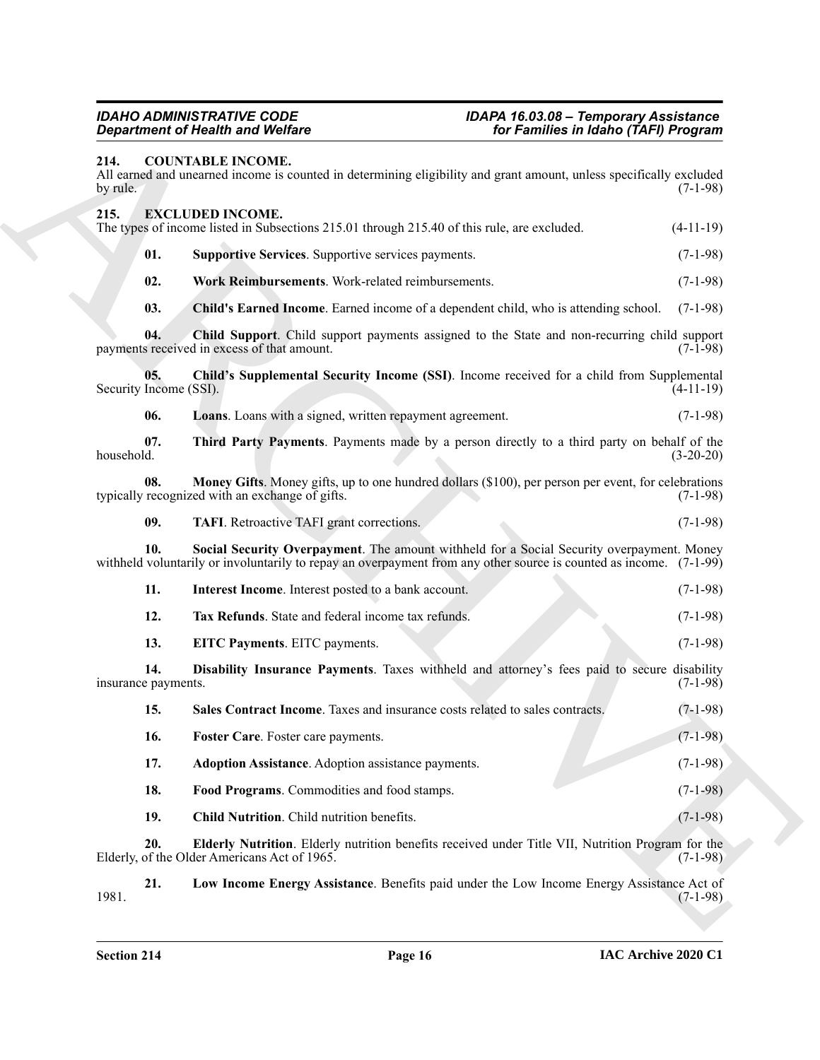### 214. COUNTABLE INCOME.

All earned and unearned income is counted in determining eligibility and grant amount, unless specifically excluded by rule. (7-1-98)

### 215. EXCLUDED INCOME.

The types of income listed in Subsections 215.01 through 215.40 of this rule, are excluded. (4-11-19)

**01. Supportive Services**. Supportive services payments. (7-1-98)

**02. Work Reimbursements**. Work-related reimbursements. (7-1-98)

**03. Child's Earned Income**. Earned income of a dependent child, who is attending school. (7-1-98)

**04. Child Support**. Child support payments assigned to the State and non-recurring child support payments received in excess of that amount. (7-1-98)

**05. Child's Supplemental Security Income (SSI)**. Income received for a child from Supplemental Security Income (SSI). (4-11-19)

**06. Loans**. Loans with a signed, written repayment agreement. (7-1-98)

**07. Third Party Payments**. Payments made by a person directly to a third party on behalf of the household. (3-20-20)

**08. Money Gifts**. Money gifts, up to one hundred dollars ($100), per person per event, for celebrations typically recognized with an exchange of gifts. (7-1-98)

**09. TAFI**. Retroactive TAFI grant corrections. (7-1-98)

**10. Social Security Overpayment**. The amount withheld for a Social Security overpayment. Money withheld voluntarily or involuntarily to repay an overpayment from any other source is counted as income. (7-1-99)

**11. Interest Income**. Interest posted to a bank account. (7-1-98)

**12. Tax Refunds**. State and federal income tax refunds. (7-1-98)

**13. EITC Payments**. EITC payments. (7-1-98)

**14. Disability Insurance Payments**. Taxes withheld and attorney's fees paid to secure disability insurance payments. (7-1-98)

**15. Sales Contract Income**. Taxes and insurance costs related to sales contracts. (7-1-98)

**16. Foster Care**. Foster care payments. (7-1-98)

**17. Adoption Assistance**. Adoption assistance payments. (7-1-98)

**18. Food Programs**. Commodities and food stamps. (7-1-98)

**19. Child Nutrition**. Child nutrition benefits. (7-1-98)

**20. Elderly Nutrition**. Elderly nutrition benefits received under Title VII, Nutrition Program for the Elderly, of the Older Americans Act of 1965. (7-1-98)

**21. Low Income Energy Assistance**. Benefits paid under the Low Income Energy Assistance Act of 1981. (7-1-98)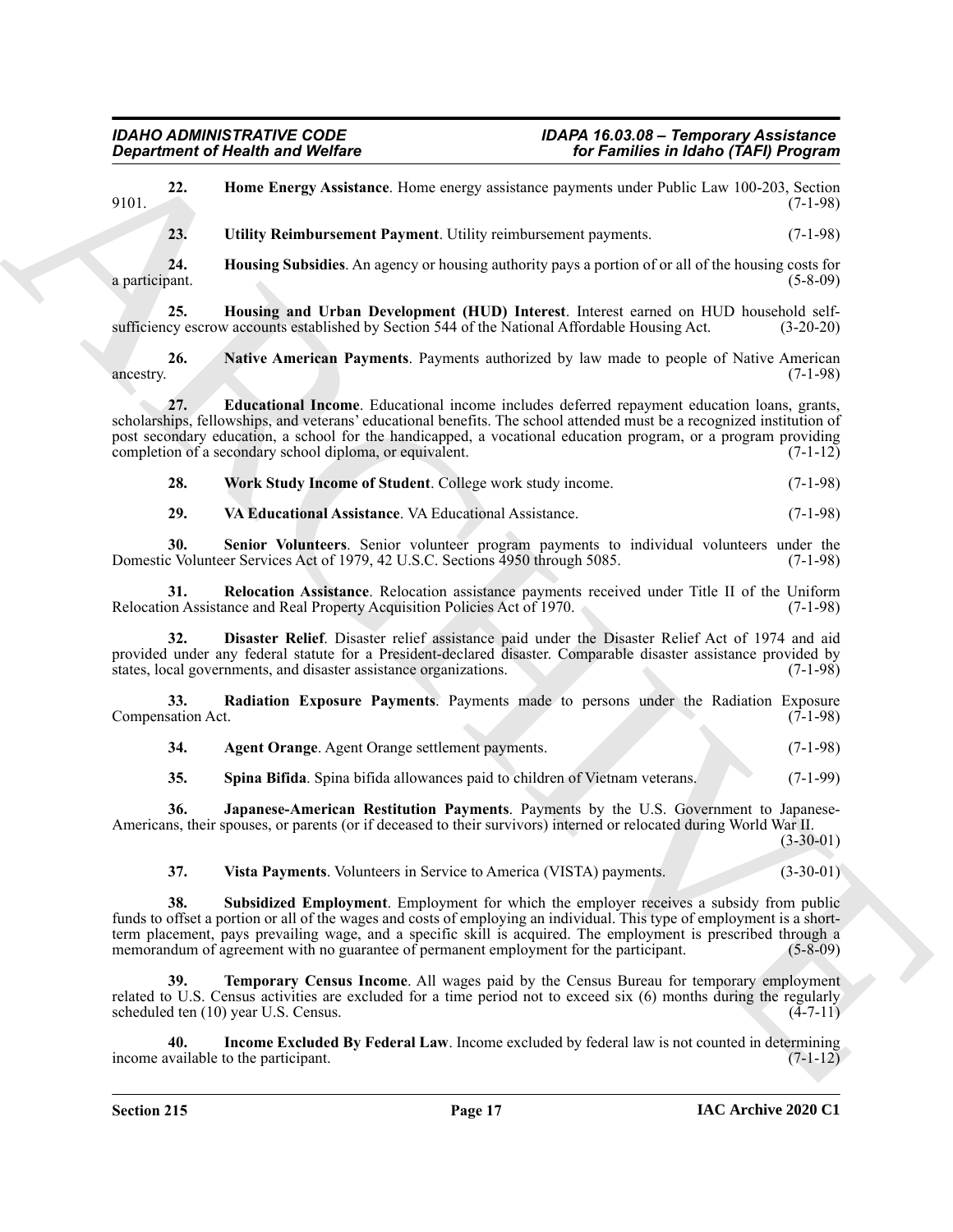**22. Home Energy Assistance**. Home energy assistance payments under Public Law 100-203, Section 9101. (7-1-98)

**23. Utility Reimbursement Payment**. Utility reimbursement payments. (7-1-98)

**24. Housing Subsidies**. An agency or housing authority pays a portion of or all of the housing costs for a participant. (5-8-09)

**25. Housing and Urban Development (HUD) Interest**. Interest earned on HUD household self-sufficiency escrow accounts established by Section 544 of the National Affordable Housing Act. (3-20-20)

**26. Native American Payments**. Payments authorized by law made to people of Native American ancestry. (7-1-98)

**27. Educational Income**. Educational income includes deferred repayment education loans, grants, scholarships, fellowships, and veterans' educational benefits. The school attended must be a recognized institution of post secondary education, a school for the handicapped, a vocational education program, or a program providing completion of a secondary school diploma, or equivalent. (7-1-12)

**28. Work Study Income of Student**. College work study income. (7-1-98)

**29. VA Educational Assistance**. VA Educational Assistance. (7-1-98)

**30. Senior Volunteers**. Senior volunteer program payments to individual volunteers under the Domestic Volunteer Services Act of 1979, 42 U.S.C. Sections 4950 through 5085. (7-1-98)

**31. Relocation Assistance**. Relocation assistance payments received under Title II of the Uniform Relocation Assistance and Real Property Acquisition Policies Act of 1970. (7-1-98)

**32. Disaster Relief**. Disaster relief assistance paid under the Disaster Relief Act of 1974 and aid provided under any federal statute for a President-declared disaster. Comparable disaster assistance provided by states, local governments, and disaster assistance organizations. (7-1-98)

**33. Radiation Exposure Payments**. Payments made to persons under the Radiation Exposure Compensation Act. (7-1-98)

**34. Agent Orange**. Agent Orange settlement payments. (7-1-98)

**35. Spina Bifida**. Spina bifida allowances paid to children of Vietnam veterans. (7-1-99)

**36. Japanese-American Restitution Payments**. Payments by the U.S. Government to Japanese-Americans, their spouses, or parents (or if deceased to their survivors) interned or relocated during World War II. (3-30-01)

**37. Vista Payments**. Volunteers in Service to America (VISTA) payments. (3-30-01)

**38. Subsidized Employment**. Employment for which the employer receives a subsidy from public funds to offset a portion or all of the wages and costs of employing an individual. This type of employment is a short-term placement, pays prevailing wage, and a specific skill is acquired. The employment is prescribed through a memorandum of agreement with no guarantee of permanent employment for the participant. (5-8-09)

**39. Temporary Census Income**. All wages paid by the Census Bureau for temporary employment related to U.S. Census activities are excluded for a time period not to exceed six (6) months during the regularly scheduled ten (10) year U.S. Census. (4-7-11)

**40. Income Excluded By Federal Law**. Income excluded by federal law is not counted in determining income available to the participant. (7-1-12)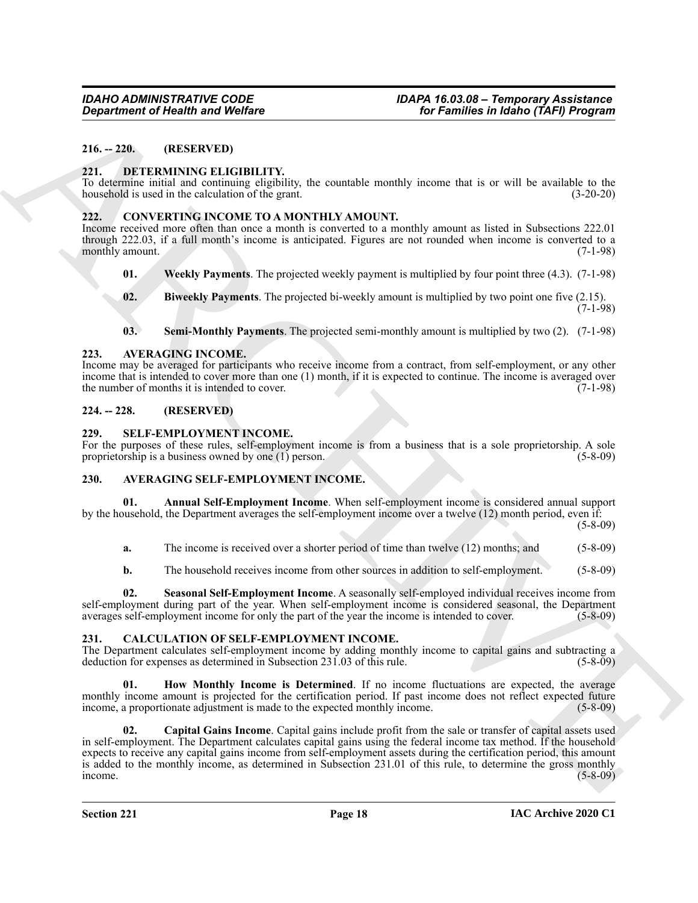**216. -- 220. (RESERVED)**

**221. DETERMINING ELIGIBILITY.**

To determine initial and continuing eligibility, the countable monthly income that is or will be available to the household is used in the calculation of the grant. (3-20-20)

**222. CONVERTING INCOME TO A MONTHLY AMOUNT.**

Income received more often than once a month is converted to a monthly amount as listed in Subsections 222.01 through 222.03, if a full month's income is anticipated. Figures are not rounded when income is converted to a monthly amount. (7-1-98)

**01. Weekly Payments**. The projected weekly payment is multiplied by four point three (4.3). (7-1-98)

**02. Biweekly Payments**. The projected bi-weekly amount is multiplied by two point one five (2.15). (7-1-98)

**03. Semi-Monthly Payments**. The projected semi-monthly amount is multiplied by two (2). (7-1-98)

**223. AVERAGING INCOME.**

Income may be averaged for participants who receive income from a contract, from self-employment, or any other income that is intended to cover more than one (1) month, if it is expected to continue. The income is averaged over the number of months it is intended to cover. (7-1-98)

**224. -- 228. (RESERVED)**

**229. SELF-EMPLOYMENT INCOME.**

For the purposes of these rules, self-employment income is from a business that is a sole proprietorship. A sole proprietorship is a business owned by one (1) person. (5-8-09)

**230. AVERAGING SELF-EMPLOYMENT INCOME.**

**01. Annual Self-Employment Income**. When self-employment income is considered annual support by the household, the Department averages the self-employment income over a twelve (12) month period, even if: (5-8-09)

**a.** The income is received over a shorter period of time than twelve (12) months; and (5-8-09)

**b.** The household receives income from other sources in addition to self-employment. (5-8-09)

**02. Seasonal Self-Employment Income**. A seasonally self-employed individual receives income from self-employment during part of the year. When self-employment income is considered seasonal, the Department averages self-employment income for only the part of the year the income is intended to cover. (5-8-09)

**231. CALCULATION OF SELF-EMPLOYMENT INCOME.**

The Department calculates self-employment income by adding monthly income to capital gains and subtracting a deduction for expenses as determined in Subsection 231.03 of this rule. (5-8-09)

**01. How Monthly Income is Determined**. If no income fluctuations are expected, the average monthly income amount is projected for the certification period. If past income does not reflect expected future income, a proportionate adjustment is made to the expected monthly income. (5-8-09)

**02. Capital Gains Income**. Capital gains include profit from the sale or transfer of capital assets used in self-employment. The Department calculates capital gains using the federal income tax method. If the household expects to receive any capital gains income from self-employment assets during the certification period, this amount is added to the monthly income, as determined in Subsection 231.01 of this rule, to determine the gross monthly income. (5-8-09)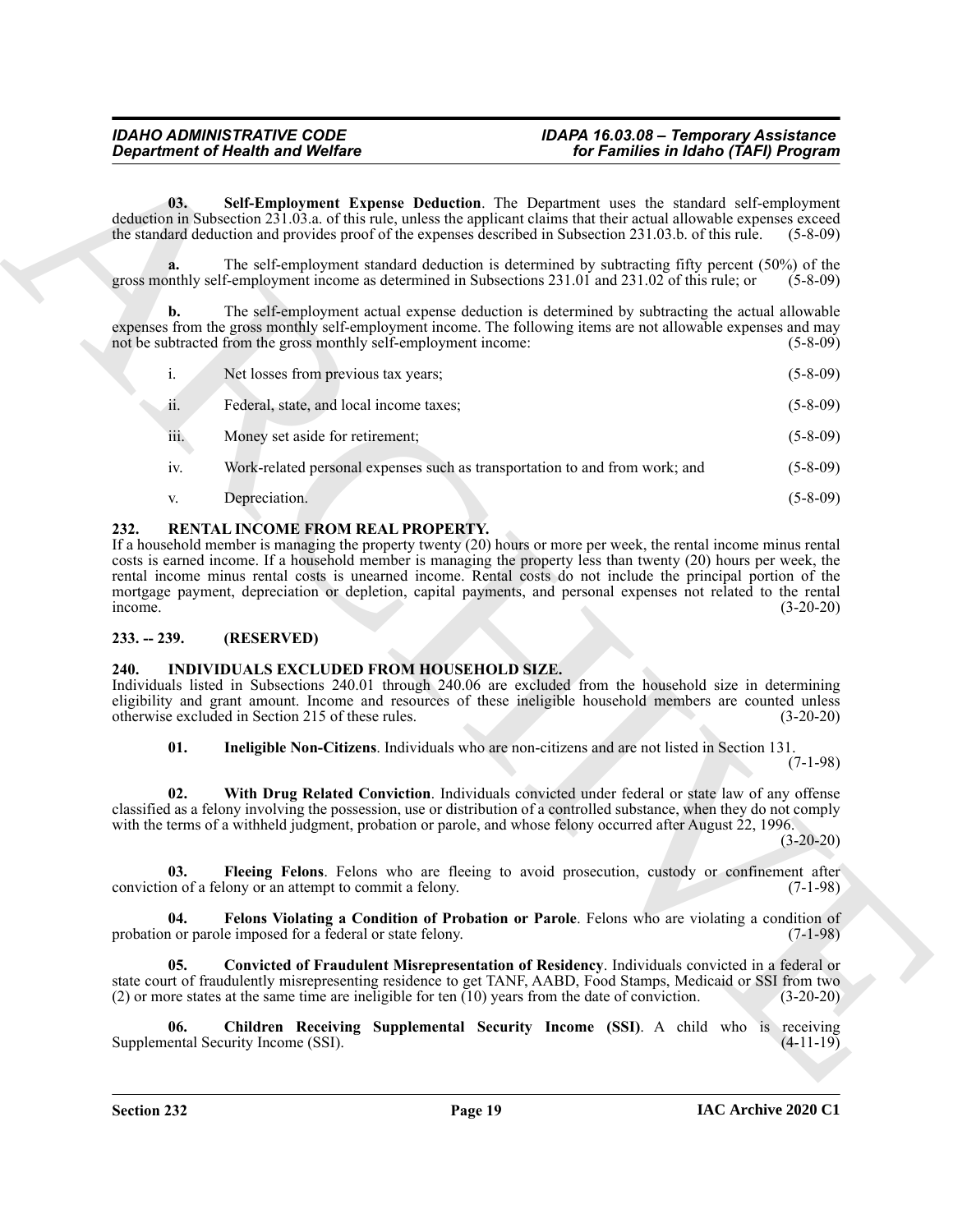**03. Self-Employment Expense Deduction**. The Department uses the standard self-employment deduction in Subsection 231.03.a. of this rule, unless the applicant claims that their actual allowable expenses exceed the standard deduction and provides proof of the expenses described in Subsection 231.03.b. of this rule. (5-8-09)

**a.** The self-employment standard deduction is determined by subtracting fifty percent (50%) of the gross monthly self-employment income as determined in Subsections 231.01 and 231.02 of this rule; or (5-8-09)

**b.** The self-employment actual expense deduction is determined by subtracting the actual allowable expenses from the gross monthly self-employment income. The following items are not allowable expenses and may not be subtracted from the gross monthly self-employment income: (5-8-09)

i. Net losses from previous tax years; (5-8-09)

ii. Federal, state, and local income taxes; (5-8-09)

iii. Money set aside for retirement; (5-8-09)

iv. Work-related personal expenses such as transportation to and from work; and (5-8-09)

v. Depreciation. (5-8-09)

## 232. RENTAL INCOME FROM REAL PROPERTY.

If a household member is managing the property twenty (20) hours or more per week, the rental income minus rental costs is earned income. If a household member is managing the property less than twenty (20) hours per week, the rental income minus rental costs is unearned income. Rental costs do not include the principal portion of the mortgage payment, depreciation or depletion, capital payments, and personal expenses not related to the rental income. (3-20-20)

## 233. -- 239. (RESERVED)

## 240. INDIVIDUALS EXCLUDED FROM HOUSEHOLD SIZE.

Individuals listed in Subsections 240.01 through 240.06 are excluded from the household size in determining eligibility and grant amount. Income and resources of these ineligible household members are counted unless otherwise excluded in Section 215 of these rules. (3-20-20)

**01. Ineligible Non-Citizens**. Individuals who are non-citizens and are not listed in Section 131. (7-1-98)

**02. With Drug Related Conviction**. Individuals convicted under federal or state law of any offense classified as a felony involving the possession, use or distribution of a controlled substance, when they do not comply with the terms of a withheld judgment, probation or parole, and whose felony occurred after August 22, 1996. (3-20-20)

**03. Fleeing Felons**. Felons who are fleeing to avoid prosecution, custody or confinement after conviction of a felony or an attempt to commit a felony. (7-1-98)

**04. Felons Violating a Condition of Probation or Parole**. Felons who are violating a condition of probation or parole imposed for a federal or state felony. (7-1-98)

**05. Convicted of Fraudulent Misrepresentation of Residency**. Individuals convicted in a federal or state court of fraudulently misrepresenting residence to get TANF, AABD, Food Stamps, Medicaid or SSI from two (2) or more states at the same time are ineligible for ten (10) years from the date of conviction. (3-20-20)

**06. Children Receiving Supplemental Security Income (SSI)**. A child who is receiving Supplemental Security Income (SSI). (4-11-19)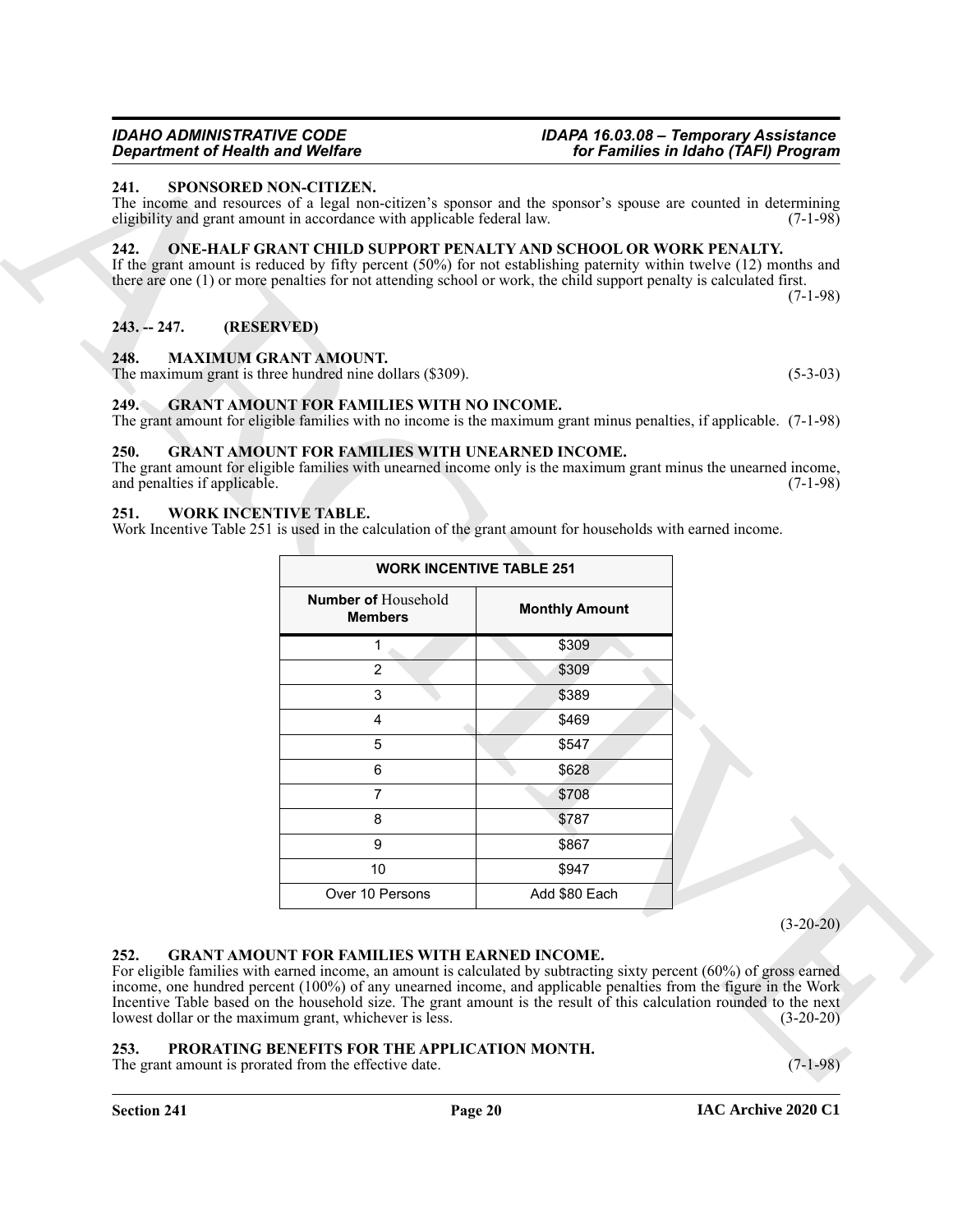## 241. SPONSORED NON-CITIZEN.

The income and resources of a legal non-citizen's sponsor and the sponsor's spouse are counted in determining eligibility and grant amount in accordance with applicable federal law. (7-1-98)

## 242. ONE-HALF GRANT CHILD SUPPORT PENALTY AND SCHOOL OR WORK PENALTY.

If the grant amount is reduced by fifty percent (50%) for not establishing paternity within twelve (12) months and there are one (1) or more penalties for not attending school or work, the child support penalty is calculated first. (7-1-98)

## 243. -- 247. (RESERVED)

## 248. MAXIMUM GRANT AMOUNT.

The maximum grant is three hundred nine dollars ($309). (5-3-03)

## 249. GRANT AMOUNT FOR FAMILIES WITH NO INCOME.

The grant amount for eligible families with no income is the maximum grant minus penalties, if applicable. (7-1-98)

## 250. GRANT AMOUNT FOR FAMILIES WITH UNEARNED INCOME.

The grant amount for eligible families with unearned income only is the maximum grant minus the unearned income, and penalties if applicable. (7-1-98)

## 251. WORK INCENTIVE TABLE.

Work Incentive Table 251 is used in the calculation of the grant amount for households with earned income.

| WORK INCENTIVE TABLE 251 | |
|---|---|
| **Number of Household Members** | **Monthly Amount** |
| 1 | $309 |
| 2 | $309 |
| 3 | $389 |
| 4 | $469 |
| 5 | $547 |
| 6 | $628 |
| 7 | $708 |
| 8 | $787 |
| 9 | $867 |
| 10 | $947 |
| Over 10 Persons | Add $80 Each |

(3-20-20)

## 252. GRANT AMOUNT FOR FAMILIES WITH EARNED INCOME.

For eligible families with earned income, an amount is calculated by subtracting sixty percent (60%) of gross earned income, one hundred percent (100%) of any unearned income, and applicable penalties from the figure in the Work Incentive Table based on the household size. The grant amount is the result of this calculation rounded to the next lowest dollar or the maximum grant, whichever is less. (3-20-20)

## 253. PRORATING BENEFITS FOR THE APPLICATION MONTH.

The grant amount is prorated from the effective date. (7-1-98)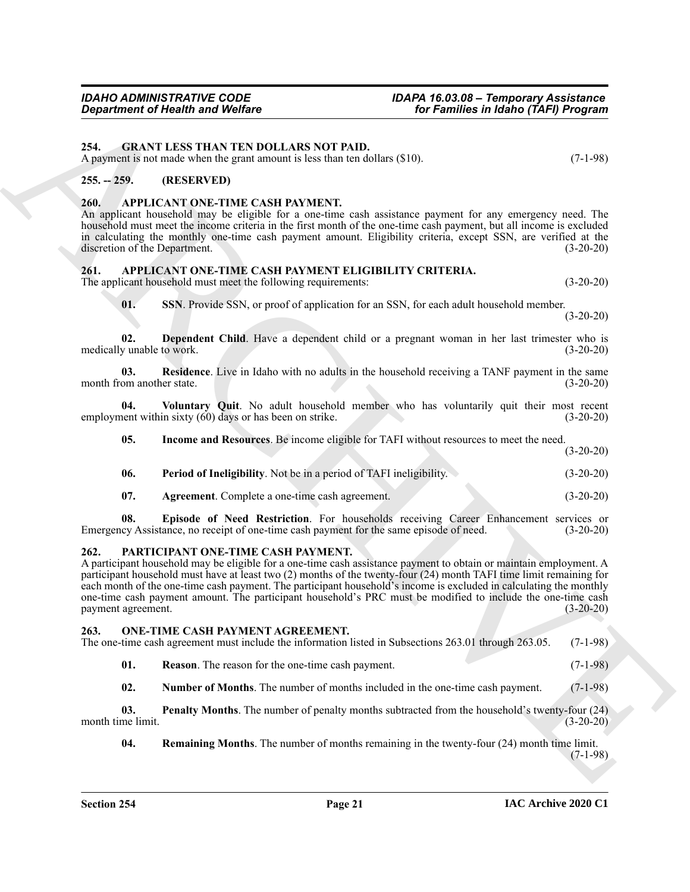## 254. GRANT LESS THAN TEN DOLLARS NOT PAID.

A payment is not made when the grant amount is less than ten dollars ($10). (7-1-98)

## 255. -- 259. (RESERVED)

## 260. APPLICANT ONE-TIME CASH PAYMENT.

An applicant household may be eligible for a one-time cash assistance payment for any emergency need. The household must meet the income criteria in the first month of the one-time cash payment, but all income is excluded in calculating the monthly one-time cash payment amount. Eligibility criteria, except SSN, are verified at the discretion of the Department. (3-20-20)

## 261. APPLICANT ONE-TIME CASH PAYMENT ELIGIBILITY CRITERIA.

The applicant household must meet the following requirements: (3-20-20)

**01. SSN**. Provide SSN, or proof of application for an SSN, for each adult household member. (3-20-20)

**02. Dependent Child**. Have a dependent child or a pregnant woman in her last trimester who is medically unable to work. (3-20-20)

**03. Residence**. Live in Idaho with no adults in the household receiving a TANF payment in the same month from another state. (3-20-20)

**04. Voluntary Quit**. No adult household member who has voluntarily quit their most recent employment within sixty (60) days or has been on strike. (3-20-20)

**05. Income and Resources**. Be income eligible for TAFI without resources to meet the need. (3-20-20)

**06. Period of Ineligibility**. Not be in a period of TAFI ineligibility. (3-20-20)

**07. Agreement**. Complete a one-time cash agreement. (3-20-20)

**08. Episode of Need Restriction**. For households receiving Career Enhancement services or Emergency Assistance, no receipt of one-time cash payment for the same episode of need. (3-20-20)

## 262. PARTICIPANT ONE-TIME CASH PAYMENT.

A participant household may be eligible for a one-time cash assistance payment to obtain or maintain employment. A participant household must have at least two (2) months of the twenty-four (24) month TAFI time limit remaining for each month of the one-time cash payment. The participant household's income is excluded in calculating the monthly one-time cash payment amount. The participant household's PRC must be modified to include the one-time cash payment agreement. (3-20-20)

## 263. ONE-TIME CASH PAYMENT AGREEMENT.

The one-time cash agreement must include the information listed in Subsections 263.01 through 263.05. (7-1-98)

**01. Reason**. The reason for the one-time cash payment. (7-1-98)

**02. Number of Months**. The number of months included in the one-time cash payment. (7-1-98)

**03. Penalty Months**. The number of penalty months subtracted from the household's twenty-four (24) month time limit. (3-20-20)

**04. Remaining Months**. The number of months remaining in the twenty-four (24) month time limit. (7-1-98)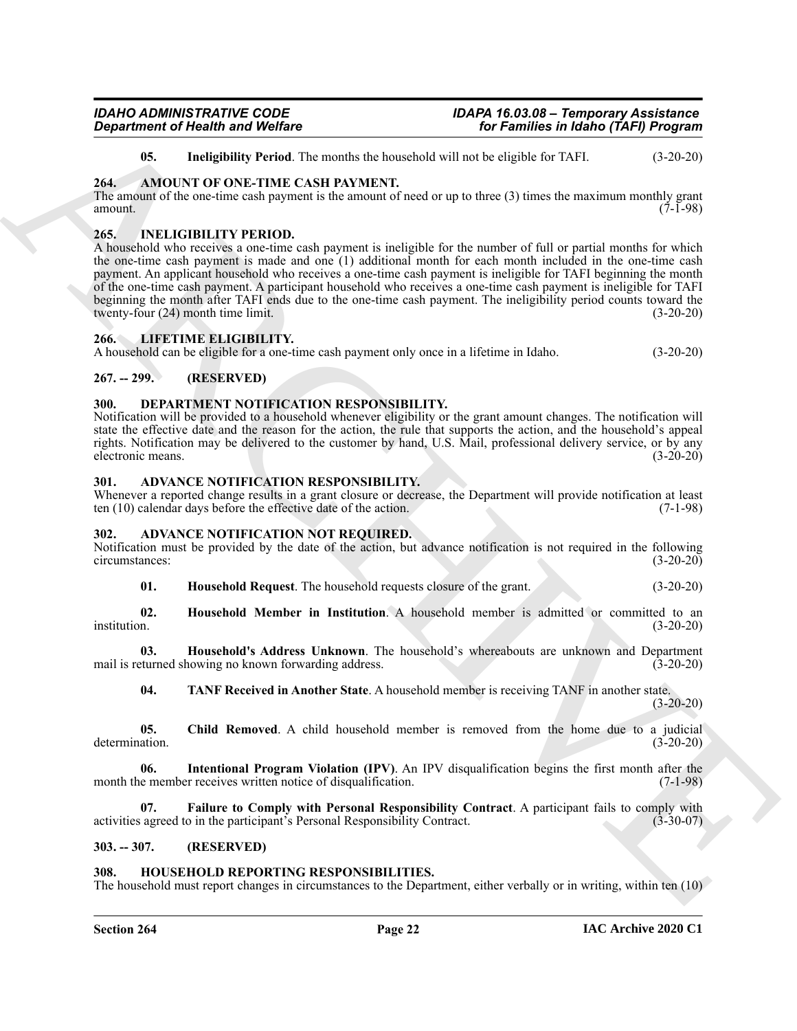**05. Ineligibility Period**. The months the household will not be eligible for TAFI. (3-20-20)

### 264. AMOUNT OF ONE-TIME CASH PAYMENT.

The amount of the one-time cash payment is the amount of need or up to three (3) times the maximum monthly grant amount. (7-1-98)

### 265. INELIGIBILITY PERIOD.

A household who receives a one-time cash payment is ineligible for the number of full or partial months for which the one-time cash payment is made and one (1) additional month for each month included in the one-time cash payment. An applicant household who receives a one-time cash payment is ineligible for TAFI beginning the month of the one-time cash payment. A participant household who receives a one-time cash payment is ineligible for TAFI beginning the month after TAFI ends due to the one-time cash payment. The ineligibility period counts toward the twenty-four (24) month time limit. (3-20-20)

### 266. LIFETIME ELIGIBILITY.

A household can be eligible for a one-time cash payment only once in a lifetime in Idaho. (3-20-20)

### 267. -- 299. (RESERVED)

### 300. DEPARTMENT NOTIFICATION RESPONSIBILITY.

Notification will be provided to a household whenever eligibility or the grant amount changes. The notification will state the effective date and the reason for the action, the rule that supports the action, and the household's appeal rights. Notification may be delivered to the customer by hand, U.S. Mail, professional delivery service, or by any electronic means. (3-20-20)

### 301. ADVANCE NOTIFICATION RESPONSIBILITY.

Whenever a reported change results in a grant closure or decrease, the Department will provide notification at least ten (10) calendar days before the effective date of the action. (7-1-98)

### 302. ADVANCE NOTIFICATION NOT REQUIRED.

Notification must be provided by the date of the action, but advance notification is not required in the following circumstances: (3-20-20)

**01. Household Request**. The household requests closure of the grant. (3-20-20)

**02. Household Member in Institution**. A household member is admitted or committed to an institution. (3-20-20)

**03. Household's Address Unknown**. The household's whereabouts are unknown and Department mail is returned showing no known forwarding address. (3-20-20)

**04. TANF Received in Another State**. A household member is receiving TANF in another state. (3-20-20)

**05. Child Removed**. A child household member is removed from the home due to a judicial determination. (3-20-20)

**06. Intentional Program Violation (IPV)**. An IPV disqualification begins the first month after the month the member receives written notice of disqualification. (7-1-98)

**07. Failure to Comply with Personal Responsibility Contract**. A participant fails to comply with activities agreed to in the participant's Personal Responsibility Contract. (3-30-07)

### 303. -- 307. (RESERVED)

### 308. HOUSEHOLD REPORTING RESPONSIBILITIES.

The household must report changes in circumstances to the Department, either verbally or in writing, within ten (10)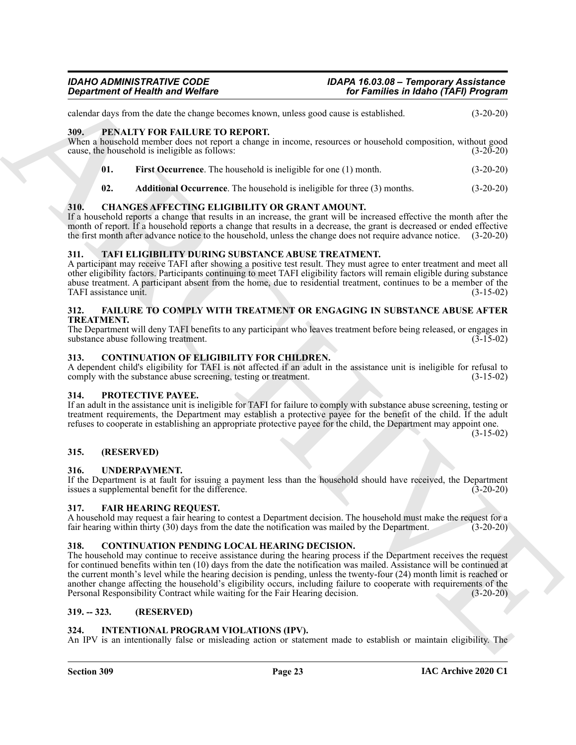calendar days from the date the change becomes known, unless good cause is established. (3-20-20)

### 309. PENALTY FOR FAILURE TO REPORT.

When a household member does not report a change in income, resources or household composition, without good cause, the household is ineligible as follows: (3-20-20)

**01. First Occurrence**. The household is ineligible for one (1) month. (3-20-20)

**02. Additional Occurrence**. The household is ineligible for three (3) months. (3-20-20)

### 310. CHANGES AFFECTING ELIGIBILITY OR GRANT AMOUNT.

If a household reports a change that results in an increase, the grant will be increased effective the month after the month of report. If a household reports a change that results in a decrease, the grant is decreased or ended effective the first month after advance notice to the household, unless the change does not require advance notice. (3-20-20)

### 311. TAFI ELIGIBILITY DURING SUBSTANCE ABUSE TREATMENT.

A participant may receive TAFI after showing a positive test result. They must agree to enter treatment and meet all other eligibility factors. Participants continuing to meet TAFI eligibility factors will remain eligible during substance abuse treatment. A participant absent from the home, due to residential treatment, continues to be a member of the TAFI assistance unit. (3-15-02)

### 312. FAILURE TO COMPLY WITH TREATMENT OR ENGAGING IN SUBSTANCE ABUSE AFTER TREATMENT.

The Department will deny TAFI benefits to any participant who leaves treatment before being released, or engages in substance abuse following treatment. (3-15-02)

### 313. CONTINUATION OF ELIGIBILITY FOR CHILDREN.

A dependent child's eligibility for TAFI is not affected if an adult in the assistance unit is ineligible for refusal to comply with the substance abuse screening, testing or treatment. (3-15-02)

### 314. PROTECTIVE PAYEE.

If an adult in the assistance unit is ineligible for TAFI for failure to comply with substance abuse screening, testing or treatment requirements, the Department may establish a protective payee for the benefit of the child. If the adult refuses to cooperate in establishing an appropriate protective payee for the child, the Department may appoint one. (3-15-02)

### 315. (RESERVED)

### 316. UNDERPAYMENT.

If the Department is at fault for issuing a payment less than the household should have received, the Department issues a supplemental benefit for the difference. (3-20-20)

### 317. FAIR HEARING REQUEST.

A household may request a fair hearing to contest a Department decision. The household must make the request for a fair hearing within thirty (30) days from the date the notification was mailed by the Department. (3-20-20)

### 318. CONTINUATION PENDING LOCAL HEARING DECISION.

The household may continue to receive assistance during the hearing process if the Department receives the request for continued benefits within ten (10) days from the date the notification was mailed. Assistance will be continued at the current month's level while the hearing decision is pending, unless the twenty-four (24) month limit is reached or another change affecting the household's eligibility occurs, including failure to cooperate with requirements of the Personal Responsibility Contract while waiting for the Fair Hearing decision. (3-20-20)

### 319. -- 323. (RESERVED)

### 324. INTENTIONAL PROGRAM VIOLATIONS (IPV).

An IPV is an intentionally false or misleading action or statement made to establish or maintain eligibility. The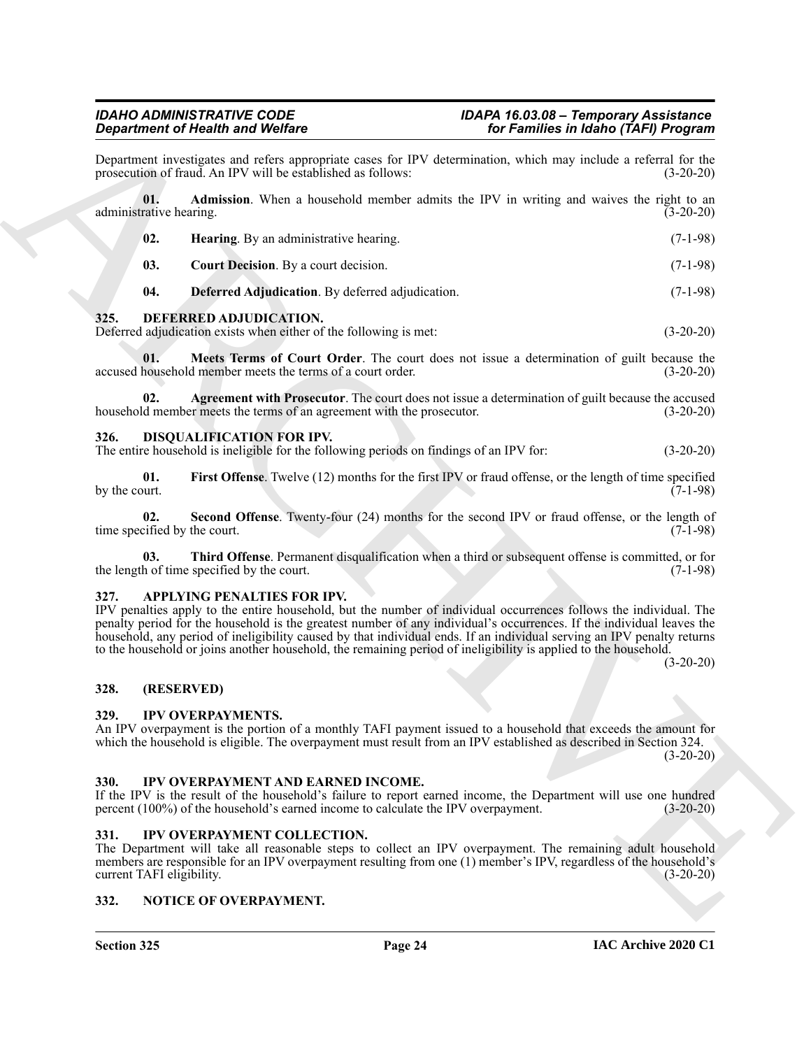Department investigates and refers appropriate cases for IPV determination, which may include a referral for the prosecution of fraud. An IPV will be established as follows: (3-20-20)

**01. Admission**. When a household member admits the IPV in writing and waives the right to an administrative hearing. (3-20-20)

**02. Hearing**. By an administrative hearing. (7-1-98)

**03. Court Decision**. By a court decision. (7-1-98)

**04. Deferred Adjudication**. By deferred adjudication. (7-1-98)

## 325. DEFERRED ADJUDICATION.

Deferred adjudication exists when either of the following is met: (3-20-20)

**01. Meets Terms of Court Order**. The court does not issue a determination of guilt because the accused household member meets the terms of a court order. (3-20-20)

**02. Agreement with Prosecutor**. The court does not issue a determination of guilt because the accused household member meets the terms of an agreement with the prosecutor. (3-20-20)

## 326. DISQUALIFICATION FOR IPV.

The entire household is ineligible for the following periods on findings of an IPV for: (3-20-20)

**01. First Offense**. Twelve (12) months for the first IPV or fraud offense, or the length of time specified by the court. (7-1-98)

**02. Second Offense**. Twenty-four (24) months for the second IPV or fraud offense, or the length of time specified by the court. (7-1-98)

**03. Third Offense**. Permanent disqualification when a third or subsequent offense is committed, or for the length of time specified by the court. (7-1-98)

## 327. APPLYING PENALTIES FOR IPV.

IPV penalties apply to the entire household, but the number of individual occurrences follows the individual. The penalty period for the household is the greatest number of any individual's occurrences. If the individual leaves the household, any period of ineligibility caused by that individual ends. If an individual serving an IPV penalty returns to the household or joins another household, the remaining period of ineligibility is applied to the household. (3-20-20)

## 328. (RESERVED)

## 329. IPV OVERPAYMENTS.

An IPV overpayment is the portion of a monthly TAFI payment issued to a household that exceeds the amount for which the household is eligible. The overpayment must result from an IPV established as described in Section 324. (3-20-20)

## 330. IPV OVERPAYMENT AND EARNED INCOME.

If the IPV is the result of the household's failure to report earned income, the Department will use one hundred percent (100%) of the household's earned income to calculate the IPV overpayment. (3-20-20)

## 331. IPV OVERPAYMENT COLLECTION.

The Department will take all reasonable steps to collect an IPV overpayment. The remaining adult household members are responsible for an IPV overpayment resulting from one (1) member's IPV, regardless of the household's current TAFI eligibility. (3-20-20)

## 332. NOTICE OF OVERPAYMENT.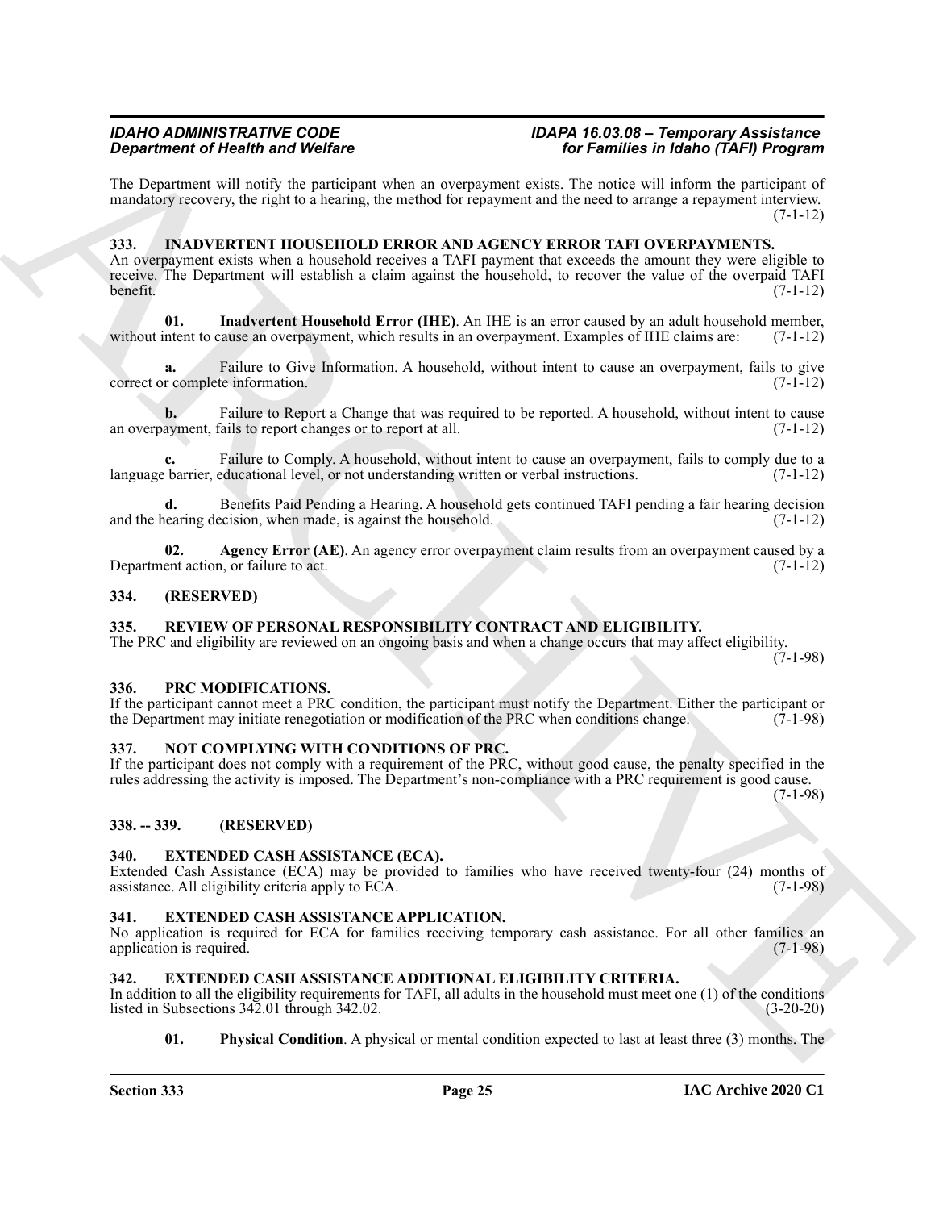The Department will notify the participant when an overpayment exists. The notice will inform the participant of mandatory recovery, the right to a hearing, the method for repayment and the need to arrange a repayment interview. (7-1-12)

## 333. INADVERTENT HOUSEHOLD ERROR AND AGENCY ERROR TAFI OVERPAYMENTS.

An overpayment exists when a household receives a TAFI payment that exceeds the amount they were eligible to receive. The Department will establish a claim against the household, to recover the value of the overpaid TAFI benefit. (7-1-12)

**01. Inadvertent Household Error (IHE)**. An IHE is an error caused by an adult household member, without intent to cause an overpayment, which results in an overpayment. Examples of IHE claims are: (7-1-12)

**a.** Failure to Give Information. A household, without intent to cause an overpayment, fails to give correct or complete information. (7-1-12)

**b.** Failure to Report a Change that was required to be reported. A household, without intent to cause an overpayment, fails to report changes or to report at all. (7-1-12)

**c.** Failure to Comply. A household, without intent to cause an overpayment, fails to comply due to a language barrier, educational level, or not understanding written or verbal instructions. (7-1-12)

**d.** Benefits Paid Pending a Hearing. A household gets continued TAFI pending a fair hearing decision and the hearing decision, when made, is against the household. (7-1-12)

**02. Agency Error (AE)**. An agency error overpayment claim results from an overpayment caused by a Department action, or failure to act. (7-1-12)

## 334. (RESERVED)

## 335. REVIEW OF PERSONAL RESPONSIBILITY CONTRACT AND ELIGIBILITY.

The PRC and eligibility are reviewed on an ongoing basis and when a change occurs that may affect eligibility. (7-1-98)

## 336. PRC MODIFICATIONS.

If the participant cannot meet a PRC condition, the participant must notify the Department. Either the participant or the Department may initiate renegotiation or modification of the PRC when conditions change. (7-1-98)

## 337. NOT COMPLYING WITH CONDITIONS OF PRC.

If the participant does not comply with a requirement of the PRC, without good cause, the penalty specified in the rules addressing the activity is imposed. The Department's non-compliance with a PRC requirement is good cause. (7-1-98)

## 338. -- 339. (RESERVED)

## 340. EXTENDED CASH ASSISTANCE (ECA).

Extended Cash Assistance (ECA) may be provided to families who have received twenty-four (24) months of assistance. All eligibility criteria apply to ECA. (7-1-98)

## 341. EXTENDED CASH ASSISTANCE APPLICATION.

No application is required for ECA for families receiving temporary cash assistance. For all other families an application is required. (7-1-98)

## 342. EXTENDED CASH ASSISTANCE ADDITIONAL ELIGIBILITY CRITERIA.

In addition to all the eligibility requirements for TAFI, all adults in the household must meet one (1) of the conditions listed in Subsections 342.01 through 342.02. (3-20-20)

**01. Physical Condition**. A physical or mental condition expected to last at least three (3) months. The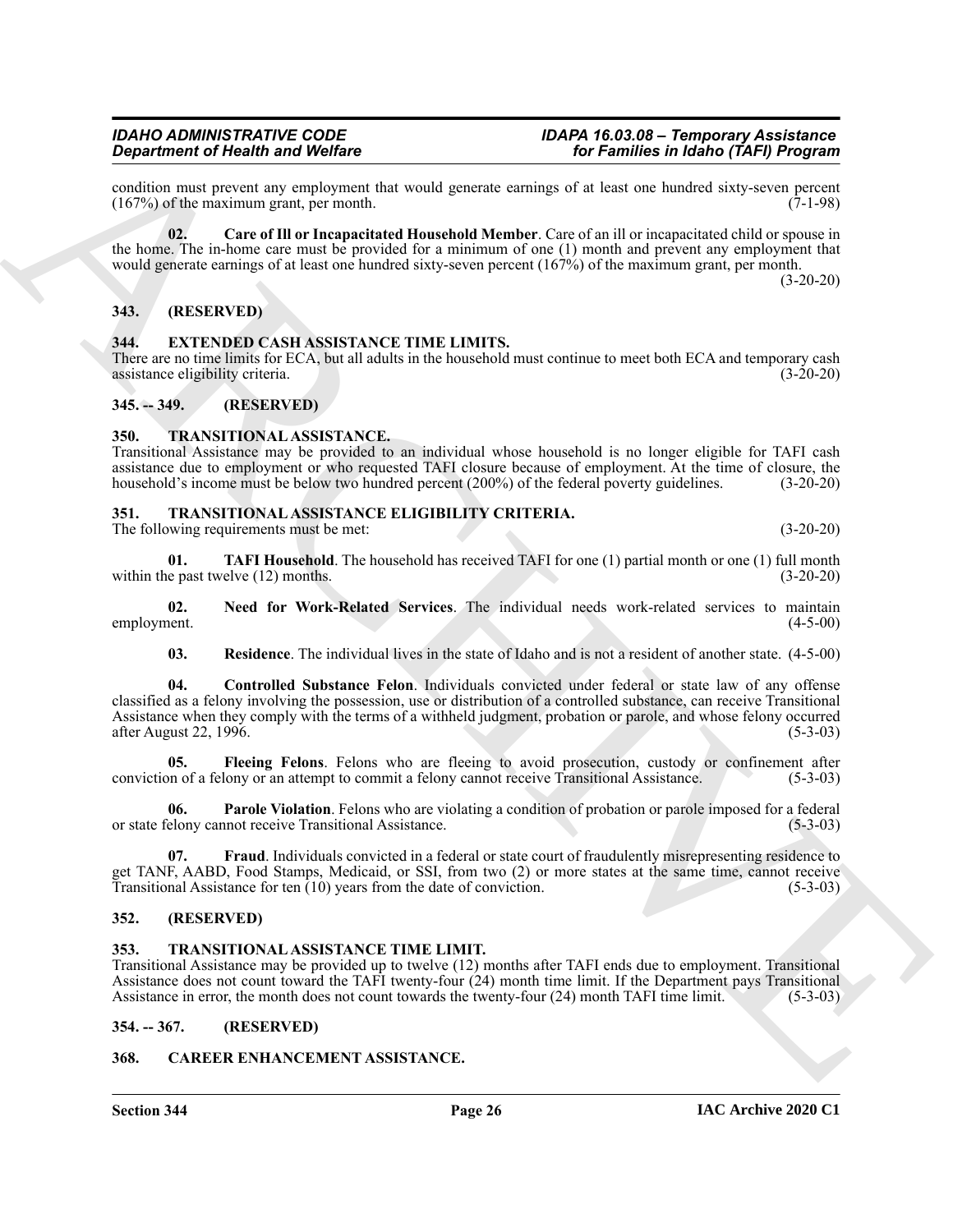condition must prevent any employment that would generate earnings of at least one hundred sixty-seven percent (167%) of the maximum grant, per month. (7-1-98)

**02. Care of Ill or Incapacitated Household Member**. Care of an ill or incapacitated child or spouse in the home. The in-home care must be provided for a minimum of one (1) month and prevent any employment that would generate earnings of at least one hundred sixty-seven percent (167%) of the maximum grant, per month. (3-20-20)

## 343. (RESERVED)

## 344. EXTENDED CASH ASSISTANCE TIME LIMITS.

There are no time limits for ECA, but all adults in the household must continue to meet both ECA and temporary cash assistance eligibility criteria. (3-20-20)

## 345. -- 349. (RESERVED)

## 350. TRANSITIONAL ASSISTANCE.

Transitional Assistance may be provided to an individual whose household is no longer eligible for TAFI cash assistance due to employment or who requested TAFI closure because of employment. At the time of closure, the household's income must be below two hundred percent (200%) of the federal poverty guidelines. (3-20-20)

## 351. TRANSITIONAL ASSISTANCE ELIGIBILITY CRITERIA.

The following requirements must be met: (3-20-20)

**01. TAFI Household**. The household has received TAFI for one (1) partial month or one (1) full month within the past twelve (12) months. (3-20-20)

**02. Need for Work-Related Services**. The individual needs work-related services to maintain employment. (4-5-00)

**03. Residence**. The individual lives in the state of Idaho and is not a resident of another state. (4-5-00)

**04. Controlled Substance Felon**. Individuals convicted under federal or state law of any offense classified as a felony involving the possession, use or distribution of a controlled substance, can receive Transitional Assistance when they comply with the terms of a withheld judgment, probation or parole, and whose felony occurred after August 22, 1996. (5-3-03)

**05. Fleeing Felons**. Felons who are fleeing to avoid prosecution, custody or confinement after conviction of a felony or an attempt to commit a felony cannot receive Transitional Assistance. (5-3-03)

**06. Parole Violation**. Felons who are violating a condition of probation or parole imposed for a federal or state felony cannot receive Transitional Assistance. (5-3-03)

**07. Fraud**. Individuals convicted in a federal or state court of fraudulently misrepresenting residence to get TANF, AABD, Food Stamps, Medicaid, or SSI, from two (2) or more states at the same time, cannot receive Transitional Assistance for ten (10) years from the date of conviction. (5-3-03)

## 352. (RESERVED)

## 353. TRANSITIONAL ASSISTANCE TIME LIMIT.

Transitional Assistance may be provided up to twelve (12) months after TAFI ends due to employment. Transitional Assistance does not count toward the TAFI twenty-four (24) month time limit. If the Department pays Transitional Assistance in error, the month does not count towards the twenty-four (24) month TAFI time limit. (5-3-03)

## 354. -- 367. (RESERVED)

## 368. CAREER ENHANCEMENT ASSISTANCE.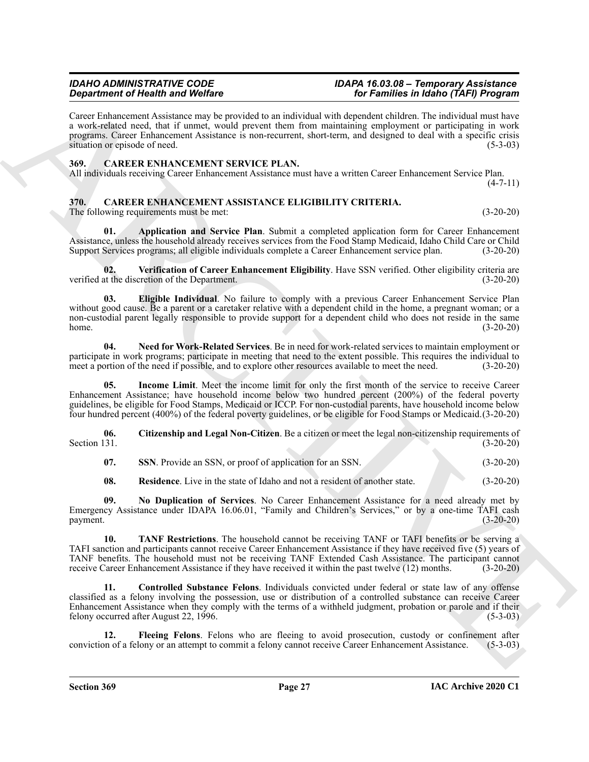Career Enhancement Assistance may be provided to an individual with dependent children. The individual must have a work-related need, that if unmet, would prevent them from maintaining employment or participating in work programs. Career Enhancement Assistance is non-recurrent, short-term, and designed to deal with a specific crisis situation or episode of need. (5-3-03)

## 369. CAREER ENHANCEMENT SERVICE PLAN.

All individuals receiving Career Enhancement Assistance must have a written Career Enhancement Service Plan. (4-7-11)

## 370. CAREER ENHANCEMENT ASSISTANCE ELIGIBILITY CRITERIA.

The following requirements must be met: (3-20-20)

**01. Application and Service Plan**. Submit a completed application form for Career Enhancement Assistance, unless the household already receives services from the Food Stamp Medicaid, Idaho Child Care or Child Support Services programs; all eligible individuals complete a Career Enhancement service plan. (3-20-20)

**02. Verification of Career Enhancement Eligibility**. Have SSN verified. Other eligibility criteria are verified at the discretion of the Department. (3-20-20)

**03. Eligible Individual**. No failure to comply with a previous Career Enhancement Service Plan without good cause. Be a parent or a caretaker relative with a dependent child in the home, a pregnant woman; or a non-custodial parent legally responsible to provide support for a dependent child who does not reside in the same home. (3-20-20)

**04. Need for Work-Related Services**. Be in need for work-related services to maintain employment or participate in work programs; participate in meeting that need to the extent possible. This requires the individual to meet a portion of the need if possible, and to explore other resources available to meet the need. (3-20-20)

**05. Income Limit**. Meet the income limit for only the first month of the service to receive Career Enhancement Assistance; have household income below two hundred percent (200%) of the federal poverty guidelines, be eligible for Food Stamps, Medicaid or ICCP. For non-custodial parents, have household income below four hundred percent (400%) of the federal poverty guidelines, or be eligible for Food Stamps or Medicaid. (3-20-20)

**06. Citizenship and Legal Non-Citizen**. Be a citizen or meet the legal non-citizenship requirements of Section 131. (3-20-20)

**07. SSN**. Provide an SSN, or proof of application for an SSN. (3-20-20)

**08. Residence**. Live in the state of Idaho and not a resident of another state. (3-20-20)

**09. No Duplication of Services**. No Career Enhancement Assistance for a need already met by Emergency Assistance under IDAPA 16.06.01, "Family and Children's Services," or by a one-time TAFI cash payment. (3-20-20)

**10. TANF Restrictions**. The household cannot be receiving TANF or TAFI benefits or be serving a TAFI sanction and participants cannot receive Career Enhancement Assistance if they have received five (5) years of TANF benefits. The household must not be receiving TANF Extended Cash Assistance. The participant cannot receive Career Enhancement Assistance if they have received it within the past twelve (12) months. (3-20-20)

**11. Controlled Substance Felons**. Individuals convicted under federal or state law of any offense classified as a felony involving the possession, use or distribution of a controlled substance can receive Career Enhancement Assistance when they comply with the terms of a withheld judgment, probation or parole and if their felony occurred after August 22, 1996. (5-3-03)

**12. Fleeing Felons**. Felons who are fleeing to avoid prosecution, custody or confinement after conviction of a felony or an attempt to commit a felony cannot receive Career Enhancement Assistance. (5-3-03)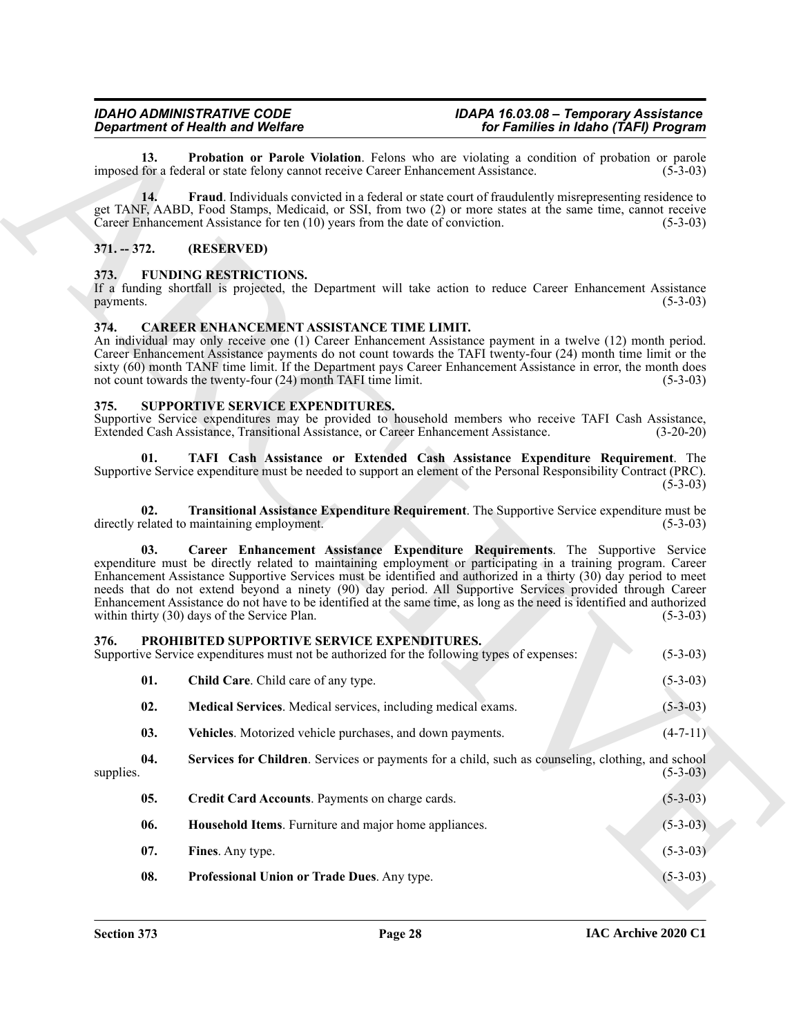**13. Probation or Parole Violation**. Felons who are violating a condition of probation or parole imposed for a federal or state felony cannot receive Career Enhancement Assistance. (5-3-03)

**14. Fraud**. Individuals convicted in a federal or state court of fraudulently misrepresenting residence to get TANF, AABD, Food Stamps, Medicaid, or SSI, from two (2) or more states at the same time, cannot receive Career Enhancement Assistance for ten (10) years from the date of conviction. (5-3-03)

## 371. -- 372. (RESERVED)

## 373. FUNDING RESTRICTIONS.

If a funding shortfall is projected, the Department will take action to reduce Career Enhancement Assistance payments. (5-3-03)

## 374. CAREER ENHANCEMENT ASSISTANCE TIME LIMIT.

An individual may only receive one (1) Career Enhancement Assistance payment in a twelve (12) month period. Career Enhancement Assistance payments do not count towards the TAFI twenty-four (24) month time limit or the sixty (60) month TANF time limit. If the Department pays Career Enhancement Assistance in error, the month does not count towards the twenty-four (24) month TAFI time limit. (5-3-03)

## 375. SUPPORTIVE SERVICE EXPENDITURES.

Supportive Service expenditures may be provided to household members who receive TAFI Cash Assistance, Extended Cash Assistance, Transitional Assistance, or Career Enhancement Assistance. (3-20-20)

**01. TAFI Cash Assistance or Extended Cash Assistance Expenditure Requirement**. The Supportive Service expenditure must be needed to support an element of the Personal Responsibility Contract (PRC). (5-3-03)

**02. Transitional Assistance Expenditure Requirement**. The Supportive Service expenditure must be directly related to maintaining employment. (5-3-03)

**03. Career Enhancement Assistance Expenditure Requirements**. The Supportive Service expenditure must be directly related to maintaining employment or participating in a training program. Career Enhancement Assistance Supportive Services must be identified and authorized in a thirty (30) day period to meet needs that do not extend beyond a ninety (90) day period. All Supportive Services provided through Career Enhancement Assistance do not have to be identified at the same time, as long as the need is identified and authorized within thirty (30) days of the Service Plan. (5-3-03)

## 376. PROHIBITED SUPPORTIVE SERVICE EXPENDITURES.

Supportive Service expenditures must not be authorized for the following types of expenses: (5-3-03)

**01. Child Care**. Child care of any type. (5-3-03)

**02. Medical Services**. Medical services, including medical exams. (5-3-03)

**03. Vehicles**. Motorized vehicle purchases, and down payments. (4-7-11)

**04. Services for Children**. Services or payments for a child, such as counseling, clothing, and school supplies. (5-3-03)

**05. Credit Card Accounts**. Payments on charge cards. (5-3-03)

**06. Household Items**. Furniture and major home appliances. (5-3-03)

**07. Fines**. Any type. (5-3-03)

**08. Professional Union or Trade Dues**. Any type. (5-3-03)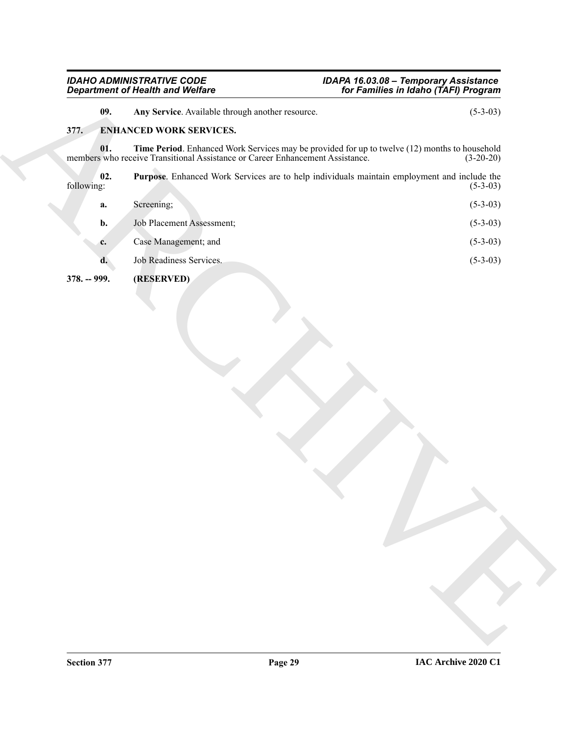**09. Any Service**. Available through another resource. (5-3-03)

## 377. ENHANCED WORK SERVICES.

**01. Time Period**. Enhanced Work Services may be provided for up to twelve (12) months to household members who receive Transitional Assistance or Career Enhancement Assistance. (3-20-20)

**02. Purpose**. Enhanced Work Services are to help individuals maintain employment and include the following: (5-3-03)

**a.** Screening; (5-3-03)

**b.** Job Placement Assessment; (5-3-03)

**c.** Case Management; and (5-3-03)

**d.** Job Readiness Services. (5-3-03)

## 378. -- 999. (RESERVED)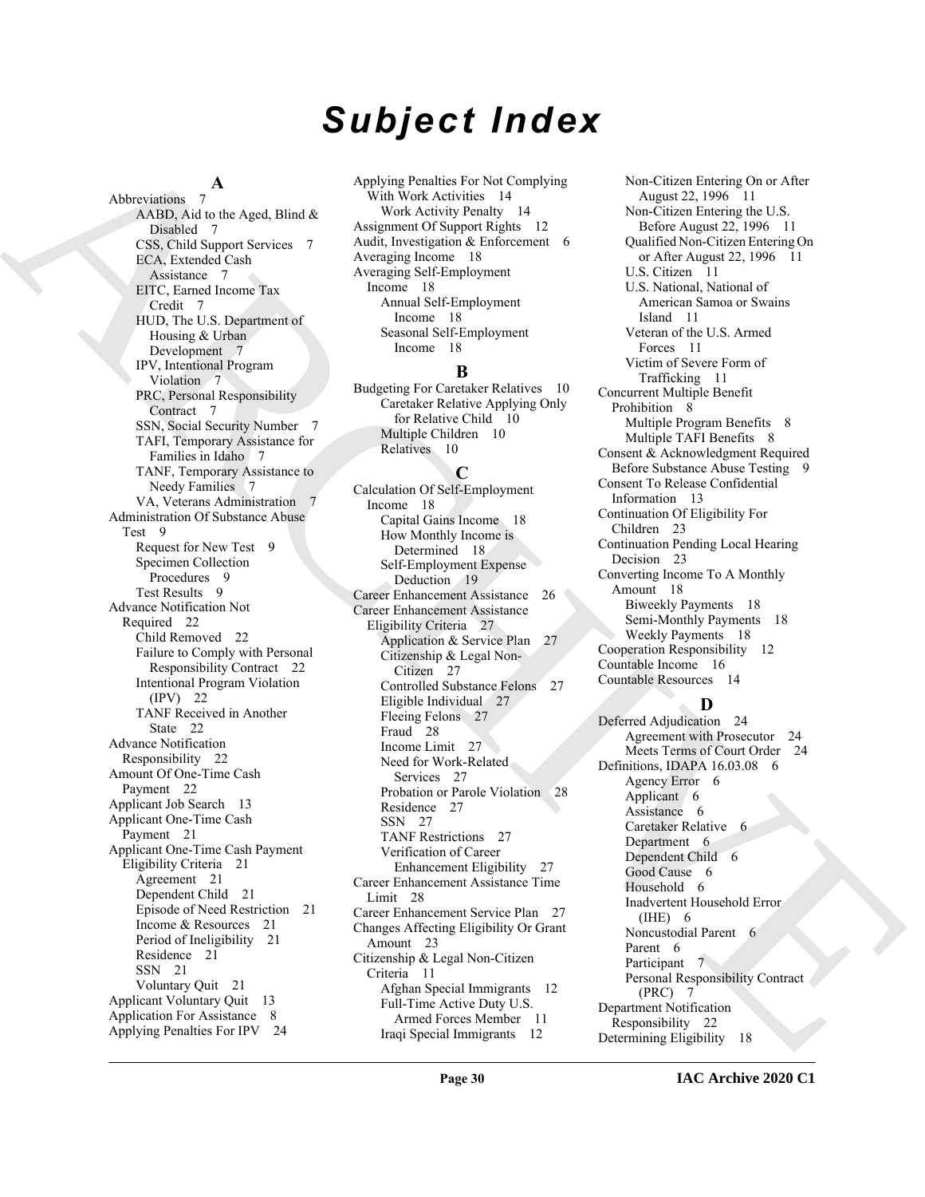# Subject Index

**A**

Abbreviations 7
- AABD, Aid to the Aged, Blind & Disabled 7
- CSS, Child Support Services 7
- ECA, Extended Cash Assistance 7
- EITC, Earned Income Tax Credit 7
- HUD, The U.S. Department of Housing & Urban Development 7
- IPV, Intentional Program Violation 7
- PRC, Personal Responsibility Contract 7
- SSN, Social Security Number 7
- TAFI, Temporary Assistance for Families in Idaho 7
- TANF, Temporary Assistance to Needy Families 7
- VA, Veterans Administration 7

Administration Of Substance Abuse Test 9
- Request for New Test 9
- Specimen Collection Procedures 9
- Test Results 9

Advance Notification Not Required 22
- Child Removed 22
- Failure to Comply with Personal Responsibility Contract 22
- Intentional Program Violation (IPV) 22
- TANF Received in Another State 22

Advance Notification Responsibility 22

Amount Of One-Time Cash Payment 22

Applicant Job Search 13

Applicant One-Time Cash Payment 21

Applicant One-Time Cash Payment Eligibility Criteria 21
- Agreement 21
- Dependent Child 21
- Episode of Need Restriction 21
- Income & Resources 21
- Period of Ineligibility 21
- Residence 21
- SSN 21
- Voluntary Quit 21

Applicant Voluntary Quit 13

Application For Assistance 8

Applying Penalties For IPV 24

Applying Penalties For Not Complying With Work Activities 14
- Work Activity Penalty 14

Assignment Of Support Rights 12

Audit, Investigation & Enforcement 6

Averaging Income 18

Averaging Self-Employment Income 18
- Annual Self-Employment Income 18
- Seasonal Self-Employment Income 18

**B**

Budgeting For Caretaker Relatives 10
- Caretaker Relative Applying Only for Relative Child 10
- Multiple Children 10
- Relatives 10

**C**

Calculation Of Self-Employment Income 18
- Capital Gains Income 18
- How Monthly Income is Determined 18
- Self-Employment Expense Deduction 19

Career Enhancement Assistance 26

Career Enhancement Assistance Eligibility Criteria 27
- Application & Service Plan 27
- Citizenship & Legal Non-Citizen 27
- Controlled Substance Felons 27
- Eligible Individual 27
- Fleeing Felons 27
- Fraud 28
- Income Limit 27
- Need for Work-Related Services 27
- Probation or Parole Violation 28
- Residence 27
- SSN 27
- TANF Restrictions 27
- Verification of Career Enhancement Eligibility 27

Career Enhancement Assistance Time Limit 28

Career Enhancement Service Plan 27

Changes Affecting Eligibility Or Grant Amount 23

Citizenship & Legal Non-Citizen Criteria 11
- Afghan Special Immigrants 12
- Full-Time Active Duty U.S. Armed Forces Member 11
- Iraqi Special Immigrants 12
- Non-Citizen Entering On or After August 22, 1996 11
- Non-Citizen Entering the U.S. Before August 22, 1996 11
- Qualified Non-Citizen Entering On or After August 22, 1996 11
- U.S. Citizen 11
- U.S. National, National of American Samoa or Swains Island 11
- Veteran of the U.S. Armed Forces 11
- Victim of Severe Form of Trafficking 11

Concurrent Multiple Benefit Prohibition 8
- Multiple Program Benefits 8
- Multiple TAFI Benefits 8

Consent & Acknowledgment Required Before Substance Abuse Testing 9

Consent To Release Confidential Information 13

Continuation Of Eligibility For Children 23

Continuation Pending Local Hearing Decision 23

Converting Income To A Monthly Amount 18
- Biweekly Payments 18
- Semi-Monthly Payments 18
- Weekly Payments 18

Cooperation Responsibility 12

Countable Income 16

Countable Resources 14

**D**

Deferred Adjudication 24
- Agreement with Prosecutor 24
- Meets Terms of Court Order 24

Definitions, IDAPA 16.03.08 6
- Agency Error 6
- Applicant 6
- Assistance 6
- Caretaker Relative 6
- Department 6
- Dependent Child 6
- Good Cause 6
- Household 6
- Inadvertent Household Error (IHE) 6
- Noncustodial Parent 6
- Parent 6
- Participant 7
- Personal Responsibility Contract (PRC) 7

Department Notification Responsibility 22

Determining Eligibility 18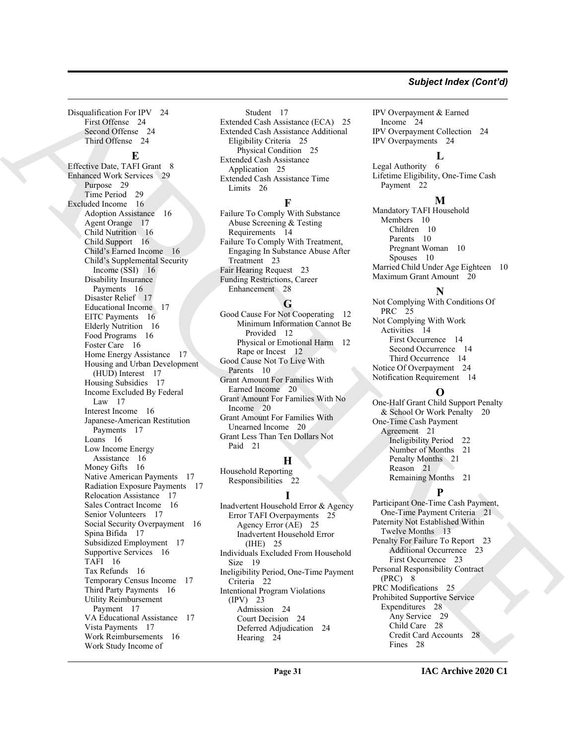Disqualification For IPV 24
- First Offense 24
- Second Offense 24
- Third Offense 24

**E**

Effective Date, TAFI Grant 8
Enhanced Work Services 29
- Purpose 29
- Time Period 29

Excluded Income 16
- Adoption Assistance 16
- Agent Orange 17
- Child Nutrition 16
- Child Support 16
- Child's Earned Income 16
- Child's Supplemental Security Income (SSI) 16
- Disability Insurance Payments 16
- Disaster Relief 17
- Educational Income 17
- EITC Payments 16
- Elderly Nutrition 16
- Food Programs 16
- Foster Care 16
- Home Energy Assistance 17
- Housing and Urban Development (HUD) Interest 17
- Housing Subsidies 17
- Income Excluded By Federal Law 17
- Interest Income 16
- Japanese-American Restitution Payments 17
- Loans 16
- Low Income Energy Assistance 16
- Money Gifts 16
- Native American Payments 17
- Radiation Exposure Payments 17
- Relocation Assistance 17
- Sales Contract Income 16
- Senior Volunteers 17
- Social Security Overpayment 16
- Spina Bifida 17
- Subsidized Employment 17
- Supportive Services 16
- TAFI 16
- Tax Refunds 16
- Temporary Census Income 17
- Third Party Payments 16
- Utility Reimbursement Payment 17
- VA Educational Assistance 17
- Vista Payments 17
- Work Reimbursements 16
- Work Study Income of Student 17

Extended Cash Assistance (ECA) 25
Extended Cash Assistance Additional Eligibility Criteria 25
- Physical Condition 25

Extended Cash Assistance Application 25
Extended Cash Assistance Time Limits 26

**F**

Failure To Comply With Substance Abuse Screening & Testing Requirements 14
Failure To Comply With Treatment, Engaging In Substance Abuse After Treatment 23
Fair Hearing Request 23
Funding Restrictions, Career Enhancement 28

**G**

Good Cause For Not Cooperating 12
- Minimum Information Cannot Be Provided 12
- Physical or Emotional Harm 12
- Rape or Incest 12

Good Cause Not To Live With Parents 10
Grant Amount For Families With Earned Income 20
Grant Amount For Families With No Income 20
Grant Amount For Families With Unearned Income 20
Grant Less Than Ten Dollars Not Paid 21

**H**

Household Reporting Responsibilities 22

**I**

Inadvertent Household Error & Agency Error TAFI Overpayments 25
- Agency Error (AE) 25
- Inadvertent Household Error (IHE) 25

Individuals Excluded From Household Size 19
Ineligibility Period, One-Time Payment Criteria 22
Intentional Program Violations (IPV) 23
- Admission 24
- Court Decision 24
- Deferred Adjudication 24
- Hearing 24

IPV Overpayment & Earned Income 24
IPV Overpayment Collection 24
IPV Overpayments 24

**L**

Legal Authority 6
Lifetime Eligibility, One-Time Cash Payment 22

**M**

Mandatory TAFI Household Members 10
- Children 10
- Parents 10
- Pregnant Woman 10
- Spouses 10

Married Child Under Age Eighteen 10
Maximum Grant Amount 20

**N**

Not Complying With Conditions Of PRC 25
Not Complying With Work Activities 14
- First Occurrence 14
- Second Occurrence 14
- Third Occurrence 14

Notice Of Overpayment 24
Notification Requirement 14

**O**

One-Half Grant Child Support Penalty & School Or Work Penalty 20
One-Time Cash Payment Agreement 21
- Ineligibility Period 22
- Number of Months 21
- Penalty Months 21
- Reason 21
- Remaining Months 21

**P**

Participant One-Time Cash Payment, One-Time Payment Criteria 21
Paternity Not Established Within Twelve Months 13
Penalty For Failure To Report 23
- Additional Occurrence 23
- First Occurrence 23

Personal Responsibility Contract (PRC) 8
PRC Modifications 25
Prohibited Supportive Service Expenditures 28
- Any Service 29
- Child Care 28
- Credit Card Accounts 28
- Fines 28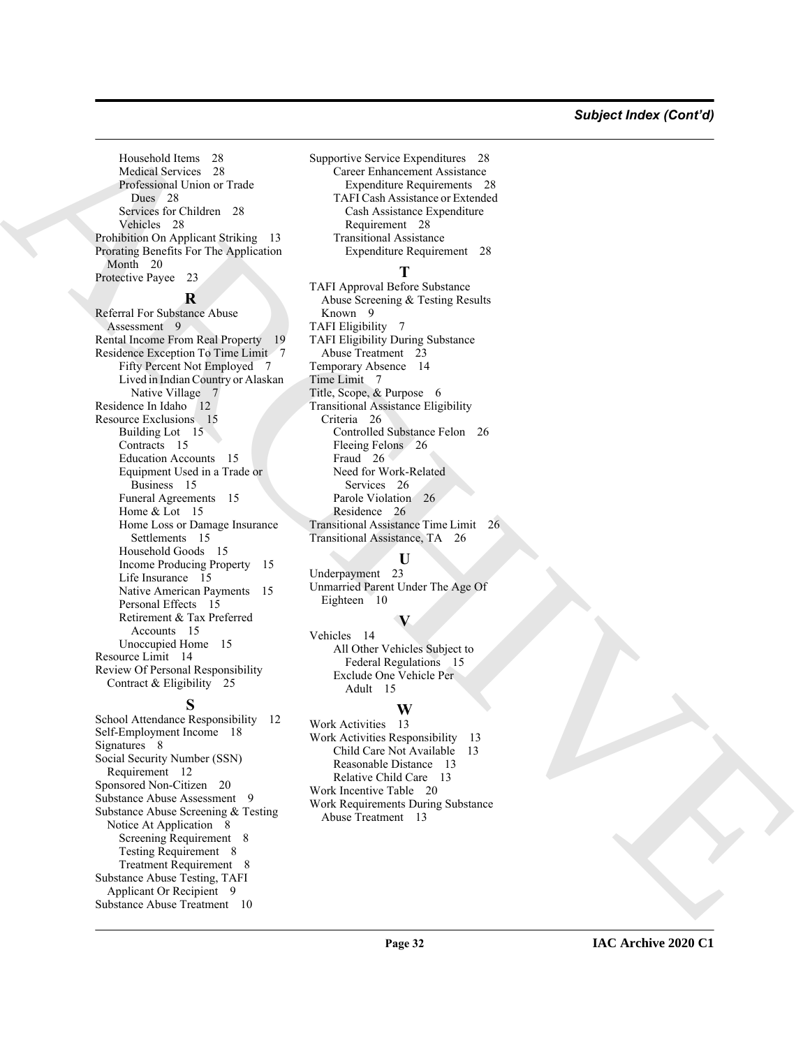Household Items 28
Medical Services 28
Professional Union or Trade Dues 28
Services for Children 28
Vehicles 28

Prohibition On Applicant Striking 13
Prorating Benefits For The Application Month 20
Protective Payee 23

**R**

Referral For Substance Abuse Assessment 9
Rental Income From Real Property 19
Residence Exception To Time Limit 7
Fifty Percent Not Employed 7
Lived in Indian Country or Alaskan Native Village 7
Residence In Idaho 12
Resource Exclusions 15
Building Lot 15
Contracts 15
Education Accounts 15
Equipment Used in a Trade or Business 15
Funeral Agreements 15
Home & Lot 15
Home Loss or Damage Insurance Settlements 15
Household Goods 15
Income Producing Property 15
Life Insurance 15
Native American Payments 15
Personal Effects 15
Retirement & Tax Preferred Accounts 15
Unoccupied Home 15
Resource Limit 14
Review Of Personal Responsibility Contract & Eligibility 25

**S**

School Attendance Responsibility 12
Self-Employment Income 18
Signatures 8
Social Security Number (SSN) Requirement 12
Sponsored Non-Citizen 20
Substance Abuse Assessment 9
Substance Abuse Screening & Testing Notice At Application 8
Screening Requirement 8
Testing Requirement 8
Treatment Requirement 8
Substance Abuse Testing, TAFI Applicant Or Recipient 9
Substance Abuse Treatment 10
Supportive Service Expenditures 28
Career Enhancement Assistance Expenditure Requirements 28
TAFI Cash Assistance or Extended Cash Assistance Expenditure Requirement 28
Transitional Assistance Expenditure Requirement 28

**T**

TAFI Approval Before Substance Abuse Screening & Testing Results Known 9
TAFI Eligibility 7
TAFI Eligibility During Substance Abuse Treatment 23
Temporary Absence 14
Time Limit 7
Title, Scope, & Purpose 6
Transitional Assistance Eligibility Criteria 26
Controlled Substance Felon 26
Fleeing Felons 26
Fraud 26
Need for Work-Related Services 26
Parole Violation 26
Residence 26
Transitional Assistance Time Limit 26
Transitional Assistance, TA 26

**U**

Underpayment 23
Unmarried Parent Under The Age Of Eighteen 10

**V**

Vehicles 14
All Other Vehicles Subject to Federal Regulations 15
Exclude One Vehicle Per Adult 15

**W**

Work Activities 13
Work Activities Responsibility 13
Child Care Not Available 13
Reasonable Distance 13
Relative Child Care 13
Work Incentive Table 20
Work Requirements During Substance Abuse Treatment 13